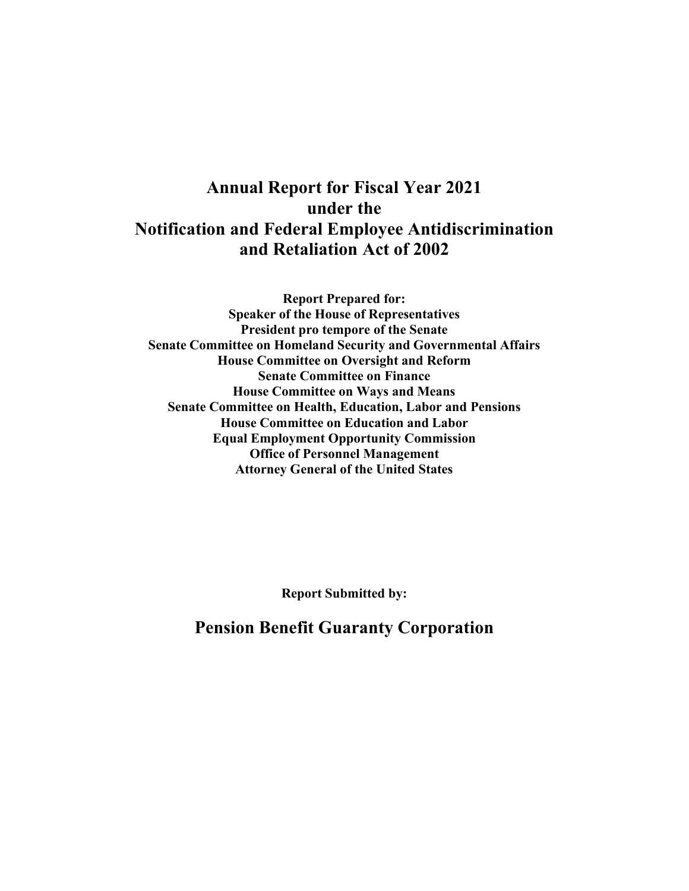# Annual Report for Fiscal Year 2021 under the Notification and Federal Employee Antidiscrimination and Retaliation Act of 2002

**Report Prepared for:**
**Speaker of the House of Representatives**
**President pro tempore of the Senate**
**Senate Committee on Homeland Security and Governmental Affairs**
**House Committee on Oversight and Reform**
**Senate Committee on Finance**
**House Committee on Ways and Means**
**Senate Committee on Health, Education, Labor and Pensions**
**House Committee on Education and Labor**
**Equal Employment Opportunity Commission**
**Office of Personnel Management**
**Attorney General of the United States**

**Report Submitted by:**

## Pension Benefit Guaranty Corporation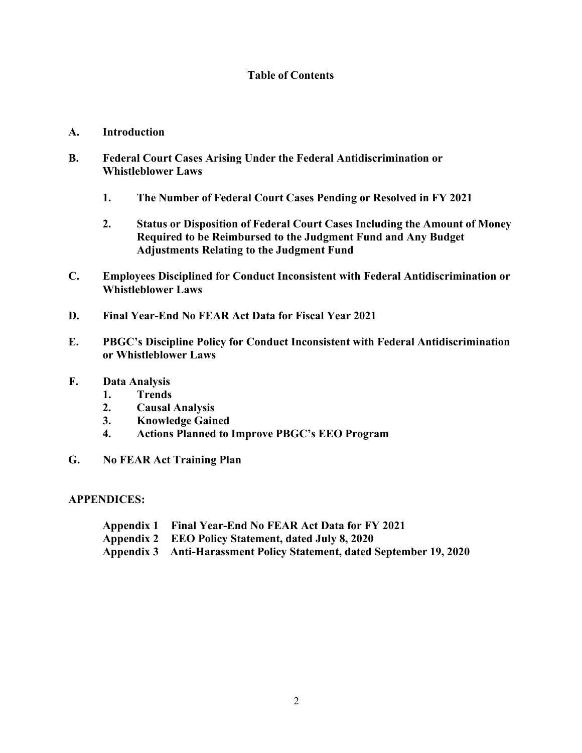# Table of Contents

**A. Introduction**

**B. Federal Court Cases Arising Under the Federal Antidiscrimination or Whistleblower Laws**

- **1. The Number of Federal Court Cases Pending or Resolved in FY 2021**
- **2. Status or Disposition of Federal Court Cases Including the Amount of Money Required to be Reimbursed to the Judgment Fund and Any Budget Adjustments Relating to the Judgment Fund**

**C. Employees Disciplined for Conduct Inconsistent with Federal Antidiscrimination or Whistleblower Laws**

**D. Final Year-End No FEAR Act Data for Fiscal Year 2021**

**E. PBGC's Discipline Policy for Conduct Inconsistent with Federal Antidiscrimination or Whistleblower Laws**

**F. Data Analysis**

- **1. Trends**
- **2. Causal Analysis**
- **3. Knowledge Gained**
- **4. Actions Planned to Improve PBGC's EEO Program**

**G. No FEAR Act Training Plan**

**APPENDICES:**

- **Appendix 1 Final Year-End No FEAR Act Data for FY 2021**
- **Appendix 2 EEO Policy Statement, dated July 8, 2020**
- **Appendix 3 Anti-Harassment Policy Statement, dated September 19, 2020**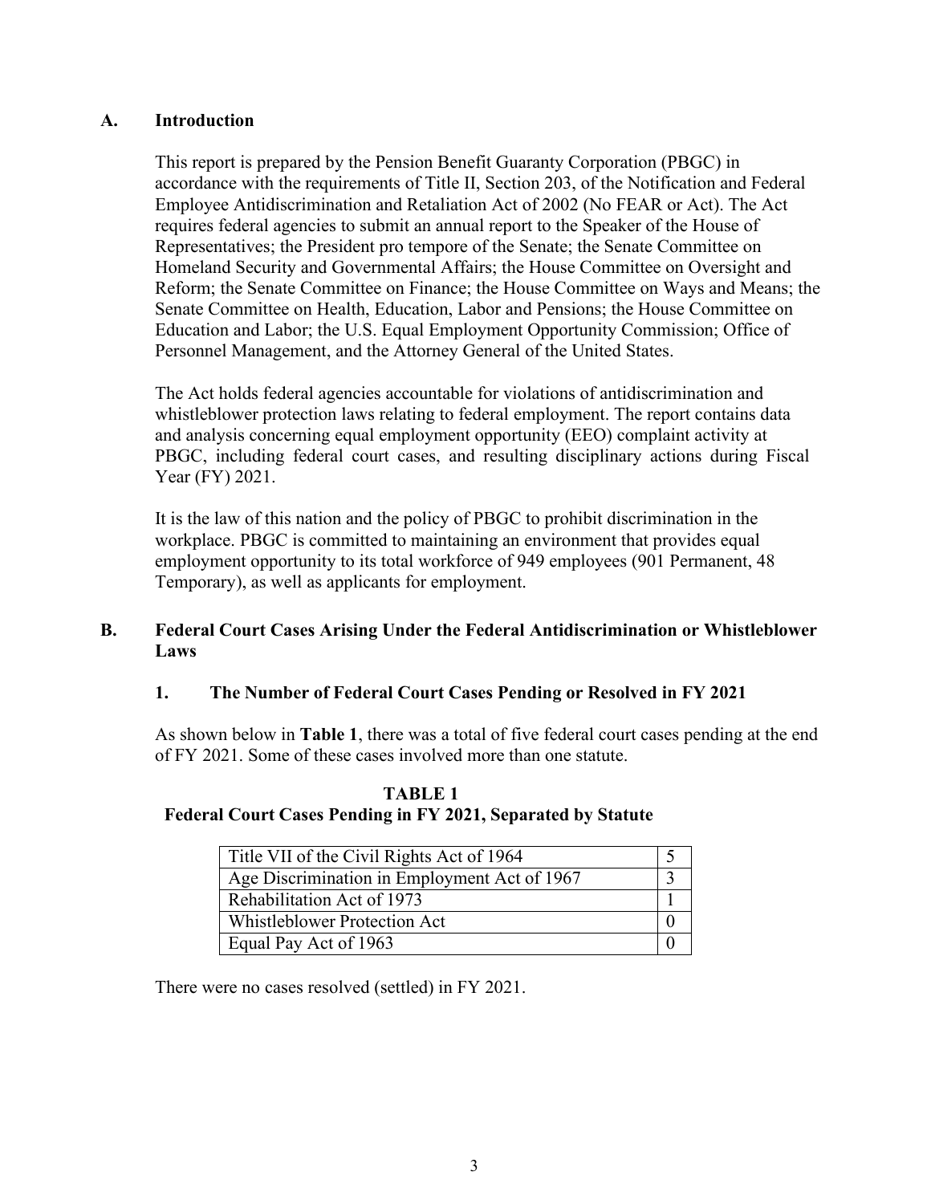## A. Introduction

This report is prepared by the Pension Benefit Guaranty Corporation (PBGC) in accordance with the requirements of Title II, Section 203, of the Notification and Federal Employee Antidiscrimination and Retaliation Act of 2002 (No FEAR or Act). The Act requires federal agencies to submit an annual report to the Speaker of the House of Representatives; the President pro tempore of the Senate; the Senate Committee on Homeland Security and Governmental Affairs; the House Committee on Oversight and Reform; the Senate Committee on Finance; the House Committee on Ways and Means; the Senate Committee on Health, Education, Labor and Pensions; the House Committee on Education and Labor; the U.S. Equal Employment Opportunity Commission; Office of Personnel Management, and the Attorney General of the United States.

The Act holds federal agencies accountable for violations of antidiscrimination and whistleblower protection laws relating to federal employment. The report contains data and analysis concerning equal employment opportunity (EEO) complaint activity at PBGC, including federal court cases, and resulting disciplinary actions during Fiscal Year (FY) 2021.

It is the law of this nation and the policy of PBGC to prohibit discrimination in the workplace. PBGC is committed to maintaining an environment that provides equal employment opportunity to its total workforce of 949 employees (901 Permanent, 48 Temporary), as well as applicants for employment.

## B. Federal Court Cases Arising Under the Federal Antidiscrimination or Whistleblower Laws

### 1. The Number of Federal Court Cases Pending or Resolved in FY 2021

As shown below in **Table 1**, there was a total of five federal court cases pending at the end of FY 2021. Some of these cases involved more than one statute.

**TABLE 1**
**Federal Court Cases Pending in FY 2021, Separated by Statute**

| Statute | Cases |
| --- | --- |
| Title VII of the Civil Rights Act of 1964 | 5 |
| Age Discrimination in Employment Act of 1967 | 3 |
| Rehabilitation Act of 1973 | 1 |
| Whistleblower Protection Act | 0 |
| Equal Pay Act of 1963 | 0 |

There were no cases resolved (settled) in FY 2021.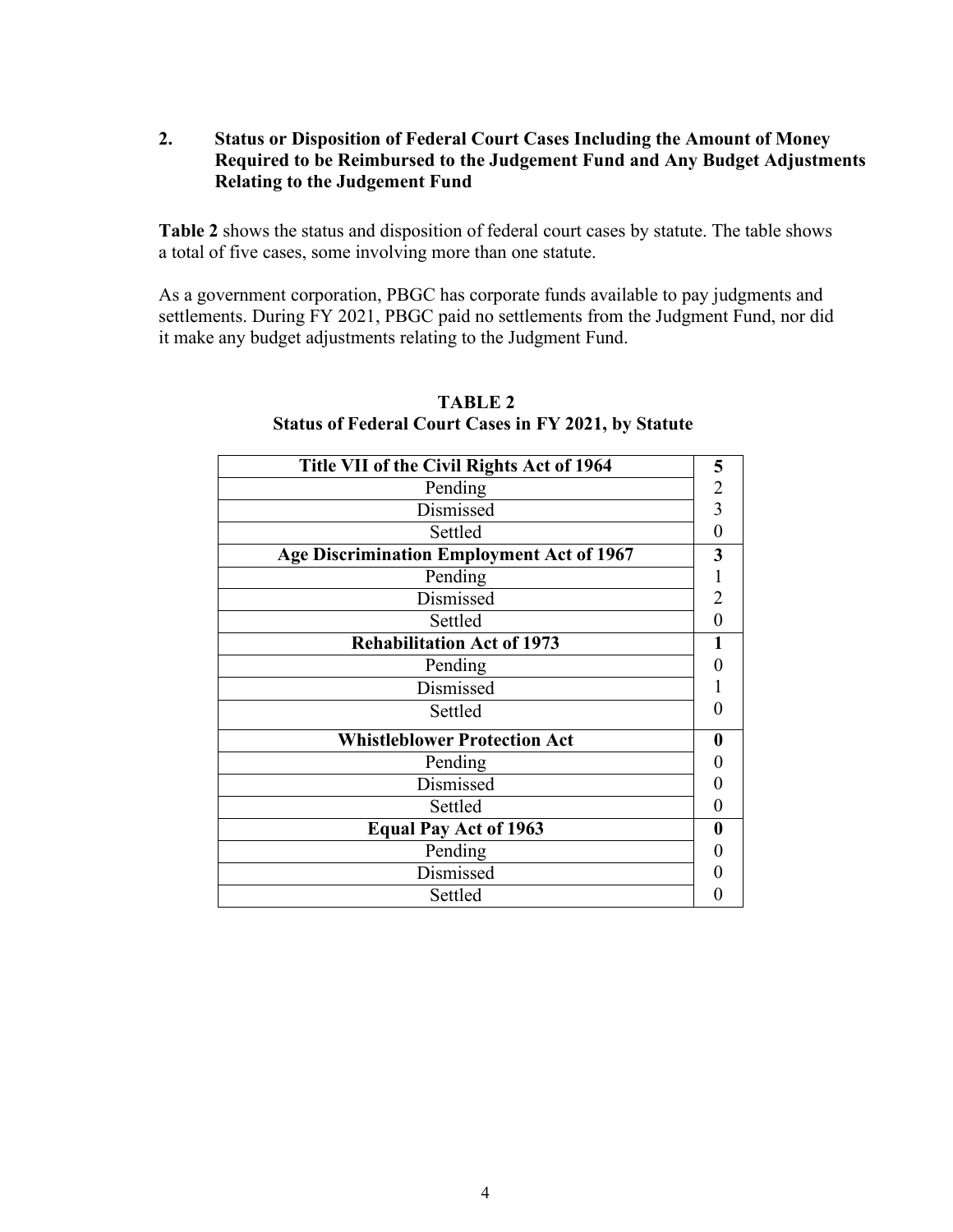## 2. Status or Disposition of Federal Court Cases Including the Amount of Money Required to be Reimbursed to the Judgement Fund and Any Budget Adjustments Relating to the Judgement Fund

**Table 2** shows the status and disposition of federal court cases by statute. The table shows a total of five cases, some involving more than one statute.

As a government corporation, PBGC has corporate funds available to pay judgments and settlements. During FY 2021, PBGC paid no settlements from the Judgment Fund, nor did it make any budget adjustments relating to the Judgment Fund.

**TABLE 2**
**Status of Federal Court Cases in FY 2021, by Statute**

| | |
|---|---|
| **Title VII of the Civil Rights Act of 1964** | **5** |
| Pending | 2 |
| Dismissed | 3 |
| Settled | 0 |
| **Age Discrimination Employment Act of 1967** | **3** |
| Pending | 1 |
| Dismissed | 2 |
| Settled | 0 |
| **Rehabilitation Act of 1973** | **1** |
| Pending | 0 |
| Dismissed | 1 |
| Settled | 0 |
| **Whistleblower Protection Act** | **0** |
| Pending | 0 |
| Dismissed | 0 |
| Settled | 0 |
| **Equal Pay Act of 1963** | **0** |
| Pending | 0 |
| Dismissed | 0 |
| Settled | 0 |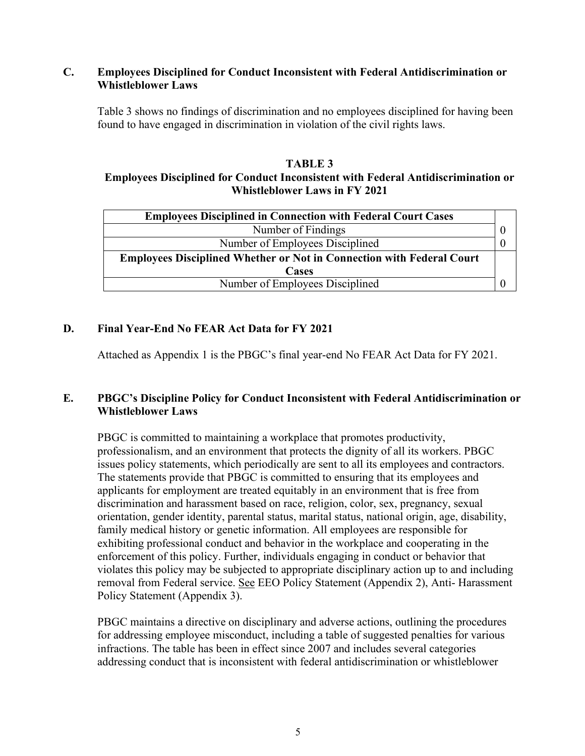## C. Employees Disciplined for Conduct Inconsistent with Federal Antidiscrimination or Whistleblower Laws

Table 3 shows no findings of discrimination and no employees disciplined for having been found to have engaged in discrimination in violation of the civil rights laws.

**TABLE 3**
**Employees Disciplined for Conduct Inconsistent with Federal Antidiscrimination or Whistleblower Laws in FY 2021**

| **Employees Disciplined in Connection with Federal Court Cases** | |
|---|---|
| Number of Findings | 0 |
| Number of Employees Disciplined | 0 |
| **Employees Disciplined Whether or Not in Connection with Federal Court Cases** | |
| Number of Employees Disciplined | 0 |

## D. Final Year-End No FEAR Act Data for FY 2021

Attached as Appendix 1 is the PBGC's final year-end No FEAR Act Data for FY 2021.

## E. PBGC's Discipline Policy for Conduct Inconsistent with Federal Antidiscrimination or Whistleblower Laws

PBGC is committed to maintaining a workplace that promotes productivity, professionalism, and an environment that protects the dignity of all its workers. PBGC issues policy statements, which periodically are sent to all its employees and contractors. The statements provide that PBGC is committed to ensuring that its employees and applicants for employment are treated equitably in an environment that is free from discrimination and harassment based on race, religion, color, sex, pregnancy, sexual orientation, gender identity, parental status, marital status, national origin, age, disability, family medical history or genetic information. All employees are responsible for exhibiting professional conduct and behavior in the workplace and cooperating in the enforcement of this policy. Further, individuals engaging in conduct or behavior that violates this policy may be subjected to appropriate disciplinary action up to and including removal from Federal service. See EEO Policy Statement (Appendix 2), Anti- Harassment Policy Statement (Appendix 3).

PBGC maintains a directive on disciplinary and adverse actions, outlining the procedures for addressing employee misconduct, including a table of suggested penalties for various infractions. The table has been in effect since 2007 and includes several categories addressing conduct that is inconsistent with federal antidiscrimination or whistleblower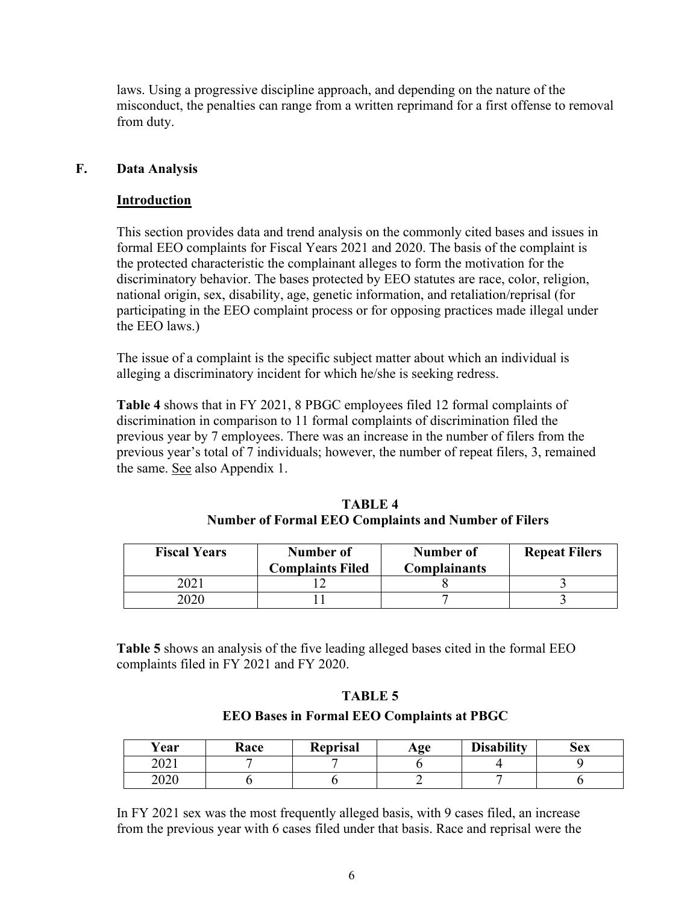laws. Using a progressive discipline approach, and depending on the nature of the misconduct, the penalties can range from a written reprimand for a first offense to removal from duty.

## F. Data Analysis

### Introduction

This section provides data and trend analysis on the commonly cited bases and issues in formal EEO complaints for Fiscal Years 2021 and 2020. The basis of the complaint is the protected characteristic the complainant alleges to form the motivation for the discriminatory behavior. The bases protected by EEO statutes are race, color, religion, national origin, sex, disability, age, genetic information, and retaliation/reprisal (for participating in the EEO complaint process or for opposing practices made illegal under the EEO laws.)

The issue of a complaint is the specific subject matter about which an individual is alleging a discriminatory incident for which he/she is seeking redress.

**Table 4** shows that in FY 2021, 8 PBGC employees filed 12 formal complaints of discrimination in comparison to 11 formal complaints of discrimination filed the previous year by 7 employees. There was an increase in the number of filers from the previous year's total of 7 individuals; however, the number of repeat filers, 3, remained the same. See also Appendix 1.

**TABLE 4**
**Number of Formal EEO Complaints and Number of Filers**

| Fiscal Years | Number of Complaints Filed | Number of Complainants | Repeat Filers |
|---|---|---|---|
| 2021 | 12 | 8 | 3 |
| 2020 | 11 | 7 | 3 |

**Table 5** shows an analysis of the five leading alleged bases cited in the formal EEO complaints filed in FY 2021 and FY 2020.

**TABLE 5**
**EEO Bases in Formal EEO Complaints at PBGC**

| Year | Race | Reprisal | Age | Disability | Sex |
|---|---|---|---|---|---|
| 2021 | 7 | 7 | 6 | 4 | 9 |
| 2020 | 6 | 6 | 2 | 7 | 6 |

In FY 2021 sex was the most frequently alleged basis, with 9 cases filed, an increase from the previous year with 6 cases filed under that basis. Race and reprisal were the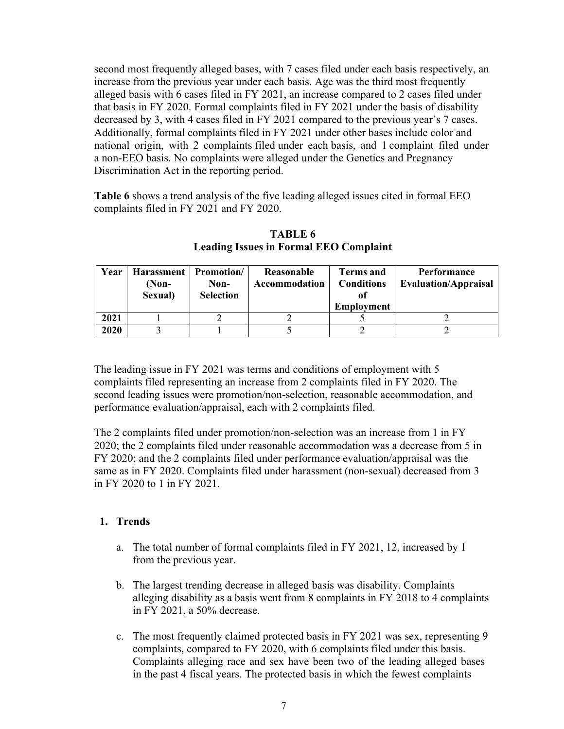second most frequently alleged bases, with 7 cases filed under each basis respectively, an increase from the previous year under each basis. Age was the third most frequently alleged basis with 6 cases filed in FY 2021, an increase compared to 2 cases filed under that basis in FY 2020. Formal complaints filed in FY 2021 under the basis of disability decreased by 3, with 4 cases filed in FY 2021 compared to the previous year's 7 cases. Additionally, formal complaints filed in FY 2021 under other bases include color and national origin, with 2 complaints filed under each basis, and 1 complaint filed under a non-EEO basis. No complaints were alleged under the Genetics and Pregnancy Discrimination Act in the reporting period.

**Table 6** shows a trend analysis of the five leading alleged issues cited in formal EEO complaints filed in FY 2021 and FY 2020.

**TABLE 6**
**Leading Issues in Formal EEO Complaint**

| Year | Harassment (Non-Sexual) | Promotion/ Non-Selection | Reasonable Accommodation | Terms and Conditions of Employment | Performance Evaluation/Appraisal |
|---|---|---|---|---|---|
| 2021 | 1 | 2 | 2 | 5 | 2 |
| 2020 | 3 | 1 | 5 | 2 | 2 |

The leading issue in FY 2021 was terms and conditions of employment with 5 complaints filed representing an increase from 2 complaints filed in FY 2020. The second leading issues were promotion/non-selection, reasonable accommodation, and performance evaluation/appraisal, each with 2 complaints filed.

The 2 complaints filed under promotion/non-selection was an increase from 1 in FY 2020; the 2 complaints filed under reasonable accommodation was a decrease from 5 in FY 2020; and the 2 complaints filed under performance evaluation/appraisal was the same as in FY 2020. Complaints filed under harassment (non-sexual) decreased from 3 in FY 2020 to 1 in FY 2021.

1. **Trends**

   a. The total number of formal complaints filed in FY 2021, 12, increased by 1 from the previous year.

   b. The largest trending decrease in alleged basis was disability. Complaints alleging disability as a basis went from 8 complaints in FY 2018 to 4 complaints in FY 2021, a 50% decrease.

   c. The most frequently claimed protected basis in FY 2021 was sex, representing 9 complaints, compared to FY 2020, with 6 complaints filed under this basis. Complaints alleging race and sex have been two of the leading alleged bases in the past 4 fiscal years. The protected basis in which the fewest complaints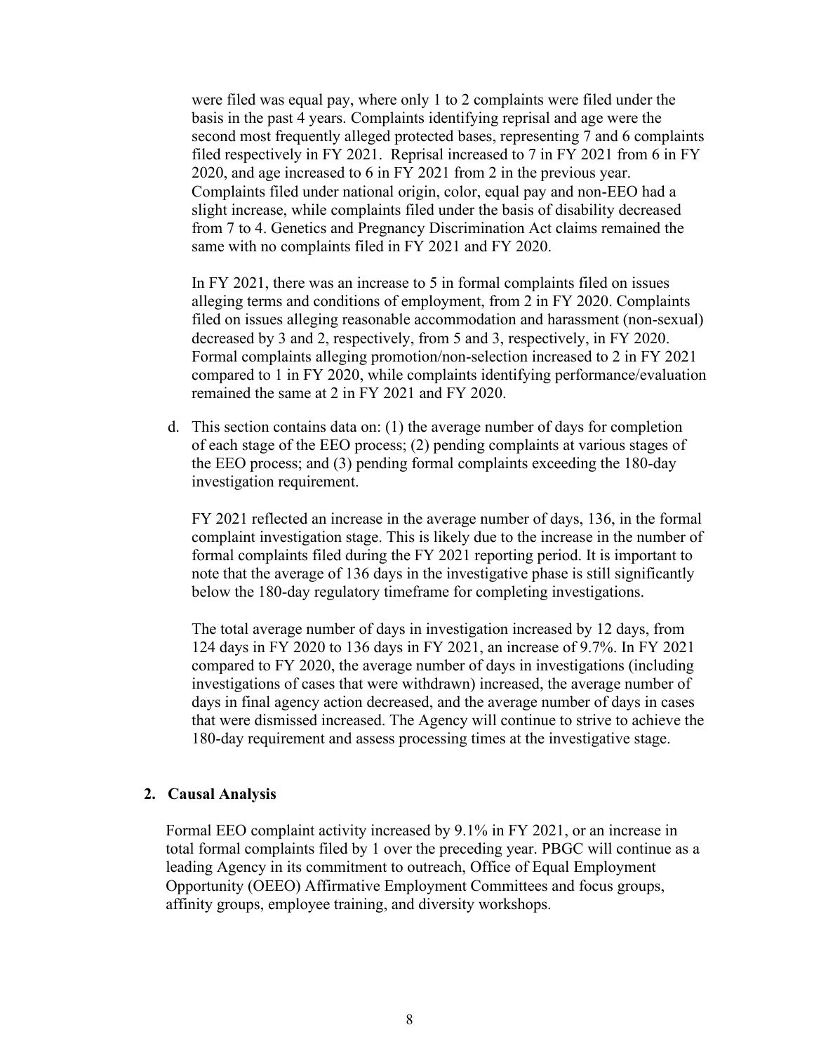were filed was equal pay, where only 1 to 2 complaints were filed under the basis in the past 4 years. Complaints identifying reprisal and age were the second most frequently alleged protected bases, representing 7 and 6 complaints filed respectively in FY 2021. Reprisal increased to 7 in FY 2021 from 6 in FY 2020, and age increased to 6 in FY 2021 from 2 in the previous year. Complaints filed under national origin, color, equal pay and non-EEO had a slight increase, while complaints filed under the basis of disability decreased from 7 to 4. Genetics and Pregnancy Discrimination Act claims remained the same with no complaints filed in FY 2021 and FY 2020.

In FY 2021, there was an increase to 5 in formal complaints filed on issues alleging terms and conditions of employment, from 2 in FY 2020. Complaints filed on issues alleging reasonable accommodation and harassment (non-sexual) decreased by 3 and 2, respectively, from 5 and 3, respectively, in FY 2020. Formal complaints alleging promotion/non-selection increased to 2 in FY 2021 compared to 1 in FY 2020, while complaints identifying performance/evaluation remained the same at 2 in FY 2021 and FY 2020.

d. This section contains data on: (1) the average number of days for completion of each stage of the EEO process; (2) pending complaints at various stages of the EEO process; and (3) pending formal complaints exceeding the 180-day investigation requirement.

FY 2021 reflected an increase in the average number of days, 136, in the formal complaint investigation stage. This is likely due to the increase in the number of formal complaints filed during the FY 2021 reporting period. It is important to note that the average of 136 days in the investigative phase is still significantly below the 180-day regulatory timeframe for completing investigations.

The total average number of days in investigation increased by 12 days, from 124 days in FY 2020 to 136 days in FY 2021, an increase of 9.7%. In FY 2021 compared to FY 2020, the average number of days in investigations (including investigations of cases that were withdrawn) increased, the average number of days in final agency action decreased, and the average number of days in cases that were dismissed increased. The Agency will continue to strive to achieve the 180-day requirement and assess processing times at the investigative stage.

## 2. Causal Analysis

Formal EEO complaint activity increased by 9.1% in FY 2021, or an increase in total formal complaints filed by 1 over the preceding year. PBGC will continue as a leading Agency in its commitment to outreach, Office of Equal Employment Opportunity (OEEO) Affirmative Employment Committees and focus groups, affinity groups, employee training, and diversity workshops.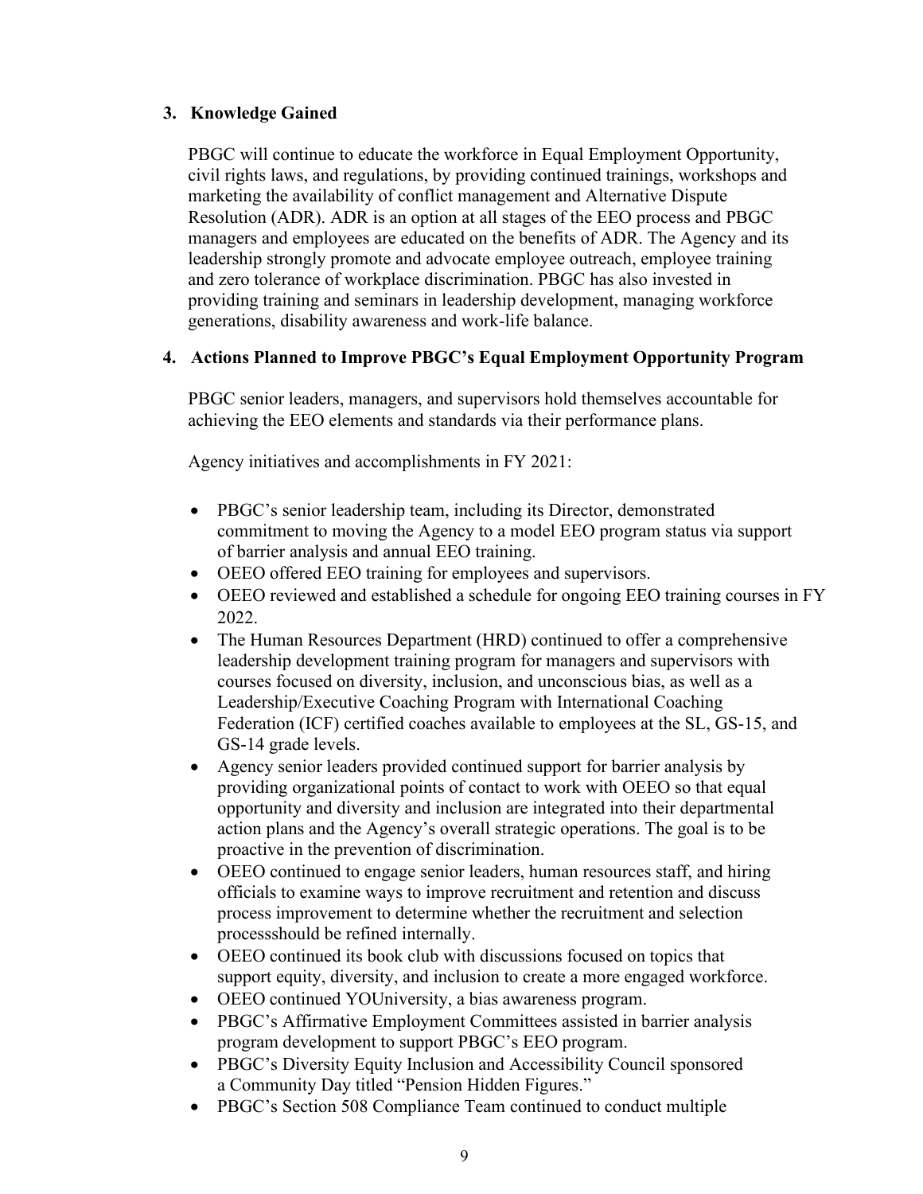### 3. Knowledge Gained

PBGC will continue to educate the workforce in Equal Employment Opportunity, civil rights laws, and regulations, by providing continued trainings, workshops and marketing the availability of conflict management and Alternative Dispute Resolution (ADR). ADR is an option at all stages of the EEO process and PBGC managers and employees are educated on the benefits of ADR. The Agency and its leadership strongly promote and advocate employee outreach, employee training and zero tolerance of workplace discrimination. PBGC has also invested in providing training and seminars in leadership development, managing workforce generations, disability awareness and work-life balance.

### 4. Actions Planned to Improve PBGC's Equal Employment Opportunity Program

PBGC senior leaders, managers, and supervisors hold themselves accountable for achieving the EEO elements and standards via their performance plans.

Agency initiatives and accomplishments in FY 2021:

- PBGC's senior leadership team, including its Director, demonstrated commitment to moving the Agency to a model EEO program status via support of barrier analysis and annual EEO training.
- OEEO offered EEO training for employees and supervisors.
- OEEO reviewed and established a schedule for ongoing EEO training courses in FY 2022.
- The Human Resources Department (HRD) continued to offer a comprehensive leadership development training program for managers and supervisors with courses focused on diversity, inclusion, and unconscious bias, as well as a Leadership/Executive Coaching Program with International Coaching Federation (ICF) certified coaches available to employees at the SL, GS-15, and GS-14 grade levels.
- Agency senior leaders provided continued support for barrier analysis by providing organizational points of contact to work with OEEO so that equal opportunity and diversity and inclusion are integrated into their departmental action plans and the Agency's overall strategic operations. The goal is to be proactive in the prevention of discrimination.
- OEEO continued to engage senior leaders, human resources staff, and hiring officials to examine ways to improve recruitment and retention and discuss process improvement to determine whether the recruitment and selection processshould be refined internally.
- OEEO continued its book club with discussions focused on topics that support equity, diversity, and inclusion to create a more engaged workforce.
- OEEO continued YOUniversity, a bias awareness program.
- PBGC's Affirmative Employment Committees assisted in barrier analysis program development to support PBGC's EEO program.
- PBGC's Diversity Equity Inclusion and Accessibility Council sponsored a Community Day titled "Pension Hidden Figures."
- PBGC's Section 508 Compliance Team continued to conduct multiple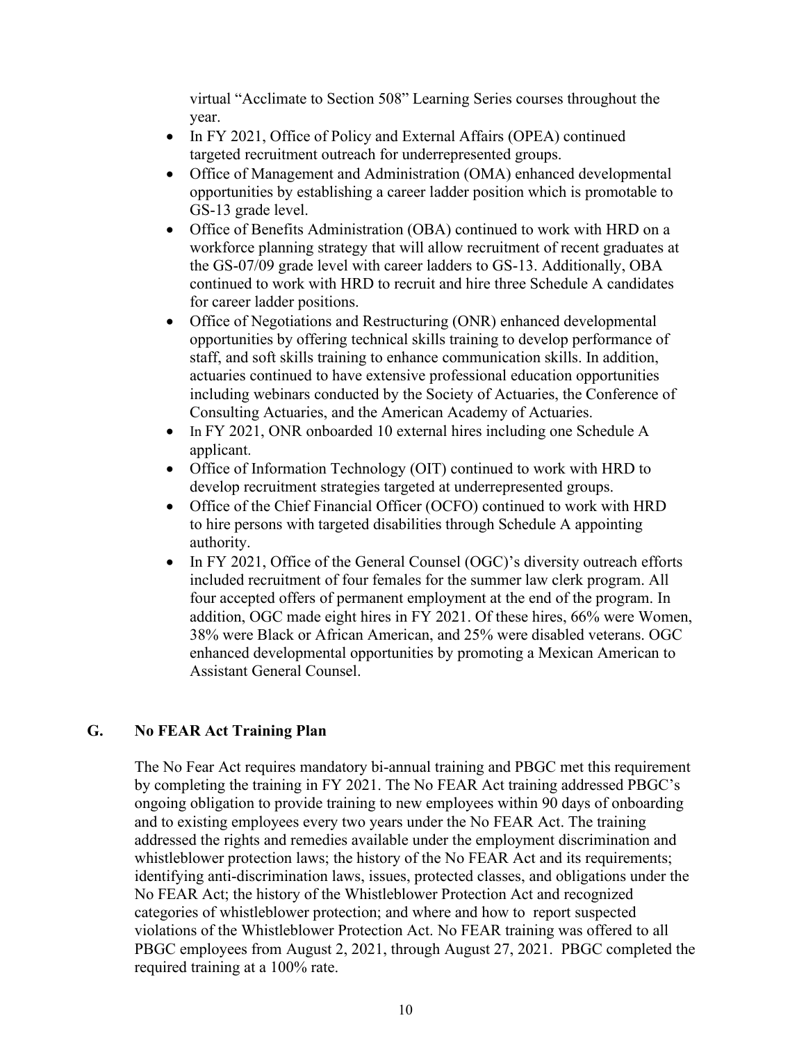virtual "Acclimate to Section 508" Learning Series courses throughout the year.

- In FY 2021, Office of Policy and External Affairs (OPEA) continued targeted recruitment outreach for underrepresented groups.
- Office of Management and Administration (OMA) enhanced developmental opportunities by establishing a career ladder position which is promotable to GS-13 grade level.
- Office of Benefits Administration (OBA) continued to work with HRD on a workforce planning strategy that will allow recruitment of recent graduates at the GS-07/09 grade level with career ladders to GS-13. Additionally, OBA continued to work with HRD to recruit and hire three Schedule A candidates for career ladder positions.
- Office of Negotiations and Restructuring (ONR) enhanced developmental opportunities by offering technical skills training to develop performance of staff, and soft skills training to enhance communication skills. In addition, actuaries continued to have extensive professional education opportunities including webinars conducted by the Society of Actuaries, the Conference of Consulting Actuaries, and the American Academy of Actuaries.
- In FY 2021, ONR onboarded 10 external hires including one Schedule A applicant.
- Office of Information Technology (OIT) continued to work with HRD to develop recruitment strategies targeted at underrepresented groups.
- Office of the Chief Financial Officer (OCFO) continued to work with HRD to hire persons with targeted disabilities through Schedule A appointing authority.
- In FY 2021, Office of the General Counsel (OGC)'s diversity outreach efforts included recruitment of four females for the summer law clerk program. All four accepted offers of permanent employment at the end of the program. In addition, OGC made eight hires in FY 2021. Of these hires, 66% were Women, 38% were Black or African American, and 25% were disabled veterans. OGC enhanced developmental opportunities by promoting a Mexican American to Assistant General Counsel.

## G. No FEAR Act Training Plan

The No Fear Act requires mandatory bi-annual training and PBGC met this requirement by completing the training in FY 2021. The No FEAR Act training addressed PBGC's ongoing obligation to provide training to new employees within 90 days of onboarding and to existing employees every two years under the No FEAR Act. The training addressed the rights and remedies available under the employment discrimination and whistleblower protection laws; the history of the No FEAR Act and its requirements; identifying anti-discrimination laws, issues, protected classes, and obligations under the No FEAR Act; the history of the Whistleblower Protection Act and recognized categories of whistleblower protection; and where and how to report suspected violations of the Whistleblower Protection Act. No FEAR training was offered to all PBGC employees from August 2, 2021, through August 27, 2021. PBGC completed the required training at a 100% rate.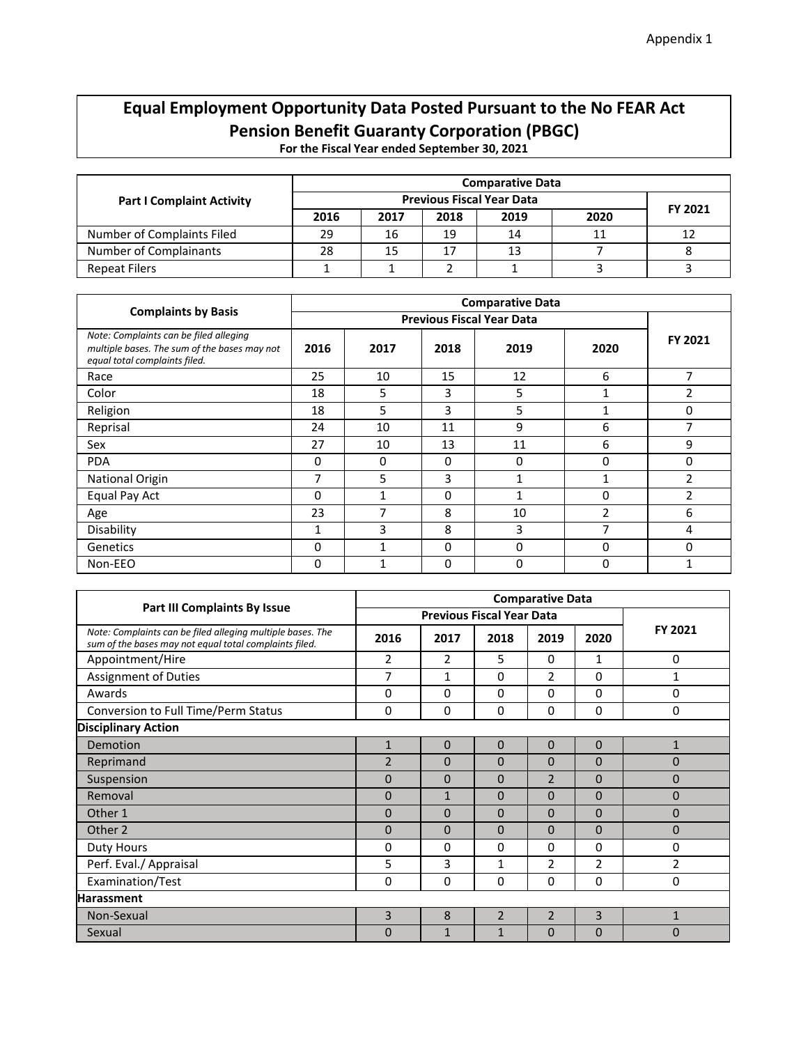Appendix 1

# Equal Employment Opportunity Data Posted Pursuant to the No FEAR Act
## Pension Benefit Guaranty Corporation (PBGC)
**For the Fiscal Year ended September 30, 2021**

| Part I Complaint Activity | Comparative Data | | | | | |
|---|---|---|---|---|---|---|
| | Previous Fiscal Year Data | | | | | FY 2021 |
| | 2016 | 2017 | 2018 | 2019 | 2020 | |
| Number of Complaints Filed | 29 | 16 | 19 | 14 | 11 | 12 |
| Number of Complainants | 28 | 15 | 17 | 13 | 7 | 8 |
| Repeat Filers | 1 | 1 | 2 | 1 | 3 | 3 |

| Complaints by Basis | Comparative Data | | | | | |
|---|---|---|---|---|---|---|
| | Previous Fiscal Year Data | | | | | FY 2021 |
| *Note: Complaints can be filed alleging multiple bases. The sum of the bases may not equal total complaints filed.* | 2016 | 2017 | 2018 | 2019 | 2020 | |
| Race | 25 | 10 | 15 | 12 | 6 | 7 |
| Color | 18 | 5 | 3 | 5 | 1 | 2 |
| Religion | 18 | 5 | 3 | 5 | 1 | 0 |
| Reprisal | 24 | 10 | 11 | 9 | 6 | 7 |
| Sex | 27 | 10 | 13 | 11 | 6 | 9 |
| PDA | 0 | 0 | 0 | 0 | 0 | 0 |
| National Origin | 7 | 5 | 3 | 1 | 1 | 2 |
| Equal Pay Act | 0 | 1 | 0 | 1 | 0 | 2 |
| Age | 23 | 7 | 8 | 10 | 2 | 6 |
| Disability | 1 | 3 | 8 | 3 | 7 | 4 |
| Genetics | 0 | 1 | 0 | 0 | 0 | 0 |
| Non-EEO | 0 | 1 | 0 | 0 | 0 | 1 |

| Part III Complaints By Issue | Comparative Data | | | | | |
|---|---|---|---|---|---|---|
| | Previous Fiscal Year Data | | | | | FY 2021 |
| *Note: Complaints can be filed alleging multiple bases. The sum of the bases may not equal total complaints filed.* | 2016 | 2017 | 2018 | 2019 | 2020 | |
| Appointment/Hire | 2 | 2 | 5 | 0 | 1 | 0 |
| Assignment of Duties | 7 | 1 | 0 | 2 | 0 | 1 |
| Awards | 0 | 0 | 0 | 0 | 0 | 0 |
| Conversion to Full Time/Perm Status | 0 | 0 | 0 | 0 | 0 | 0 |
| **Disciplinary Action** | | | | | | |
| Demotion | 1 | 0 | 0 | 0 | 0 | 1 |
| Reprimand | 2 | 0 | 0 | 0 | 0 | 0 |
| Suspension | 0 | 0 | 0 | 2 | 0 | 0 |
| Removal | 0 | 1 | 0 | 0 | 0 | 0 |
| Other 1 | 0 | 0 | 0 | 0 | 0 | 0 |
| Other 2 | 0 | 0 | 0 | 0 | 0 | 0 |
| Duty Hours | 0 | 0 | 0 | 0 | 0 | 0 |
| Perf. Eval./ Appraisal | 5 | 3 | 1 | 2 | 2 | 2 |
| Examination/Test | 0 | 0 | 0 | 0 | 0 | 0 |
| **Harassment** | | | | | | |
| Non-Sexual | 3 | 8 | 2 | 2 | 3 | 1 |
| Sexual | 0 | 1 | 1 | 0 | 0 | 0 |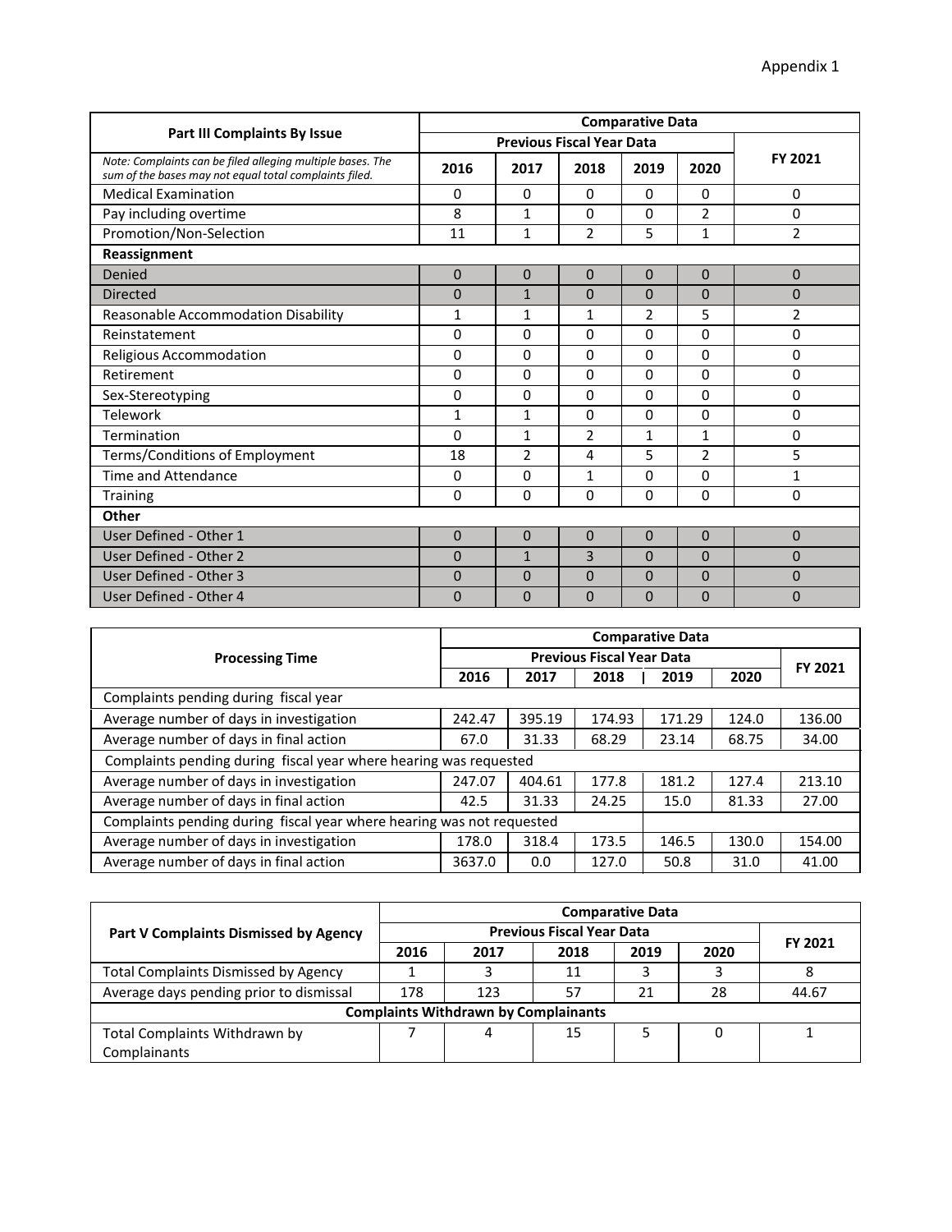Appendix 1

| Part III Complaints By Issue | Comparative Data | | | | | |
|---|---|---|---|---|---|---|
| | Previous Fiscal Year Data | | | | | FY 2021 |
| *Note: Complaints can be filed alleging multiple bases. The sum of the bases may not equal total complaints filed.* | 2016 | 2017 | 2018 | 2019 | 2020 | |
| Medical Examination | 0 | 0 | 0 | 0 | 0 | 0 |
| Pay including overtime | 8 | 1 | 0 | 0 | 2 | 0 |
| Promotion/Non-Selection | 11 | 1 | 2 | 5 | 1 | 2 |
| **Reassignment** | | | | | | |
| Denied | 0 | 0 | 0 | 0 | 0 | 0 |
| Directed | 0 | 1 | 0 | 0 | 0 | 0 |
| Reasonable Accommodation Disability | 1 | 1 | 1 | 2 | 5 | 2 |
| Reinstatement | 0 | 0 | 0 | 0 | 0 | 0 |
| Religious Accommodation | 0 | 0 | 0 | 0 | 0 | 0 |
| Retirement | 0 | 0 | 0 | 0 | 0 | 0 |
| Sex-Stereotyping | 0 | 0 | 0 | 0 | 0 | 0 |
| Telework | 1 | 1 | 0 | 0 | 0 | 0 |
| Termination | 0 | 1 | 2 | 1 | 1 | 0 |
| Terms/Conditions of Employment | 18 | 2 | 4 | 5 | 2 | 5 |
| Time and Attendance | 0 | 0 | 1 | 0 | 0 | 1 |
| Training | 0 | 0 | 0 | 0 | 0 | 0 |
| **Other** | | | | | | |
| User Defined - Other 1 | 0 | 0 | 0 | 0 | 0 | 0 |
| User Defined - Other 2 | 0 | 1 | 3 | 0 | 0 | 0 |
| User Defined - Other 3 | 0 | 0 | 0 | 0 | 0 | 0 |
| User Defined - Other 4 | 0 | 0 | 0 | 0 | 0 | 0 |

| Processing Time | Comparative Data | | | | | |
|---|---|---|---|---|---|---|
| | Previous Fiscal Year Data | | | | | FY 2021 |
| | 2016 | 2017 | 2018 | 2019 | 2020 | |
| Complaints pending during fiscal year | | | | | | |
| Average number of days in investigation | 242.47 | 395.19 | 174.93 | 171.29 | 124.0 | 136.00 |
| Average number of days in final action | 67.0 | 31.33 | 68.29 | 23.14 | 68.75 | 34.00 |
| Complaints pending during fiscal year where hearing was requested | | | | | | |
| Average number of days in investigation | 247.07 | 404.61 | 177.8 | 181.2 | 127.4 | 213.10 |
| Average number of days in final action | 42.5 | 31.33 | 24.25 | 15.0 | 81.33 | 27.00 |
| Complaints pending during fiscal year where hearing was not requested | | | | | | |
| Average number of days in investigation | 178.0 | 318.4 | 173.5 | 146.5 | 130.0 | 154.00 |
| Average number of days in final action | 3637.0 | 0.0 | 127.0 | 50.8 | 31.0 | 41.00 |

| Part V Complaints Dismissed by Agency | Comparative Data | | | | | |
|---|---|---|---|---|---|---|
| | Previous Fiscal Year Data | | | | | FY 2021 |
| | 2016 | 2017 | 2018 | 2019 | 2020 | |
| Total Complaints Dismissed by Agency | 1 | 3 | 11 | 3 | 3 | 8 |
| Average days pending prior to dismissal | 178 | 123 | 57 | 21 | 28 | 44.67 |
| **Complaints Withdrawn by Complainants** | | | | | | |
| Total Complaints Withdrawn by Complainants | 7 | 4 | 15 | 5 | 0 | 1 |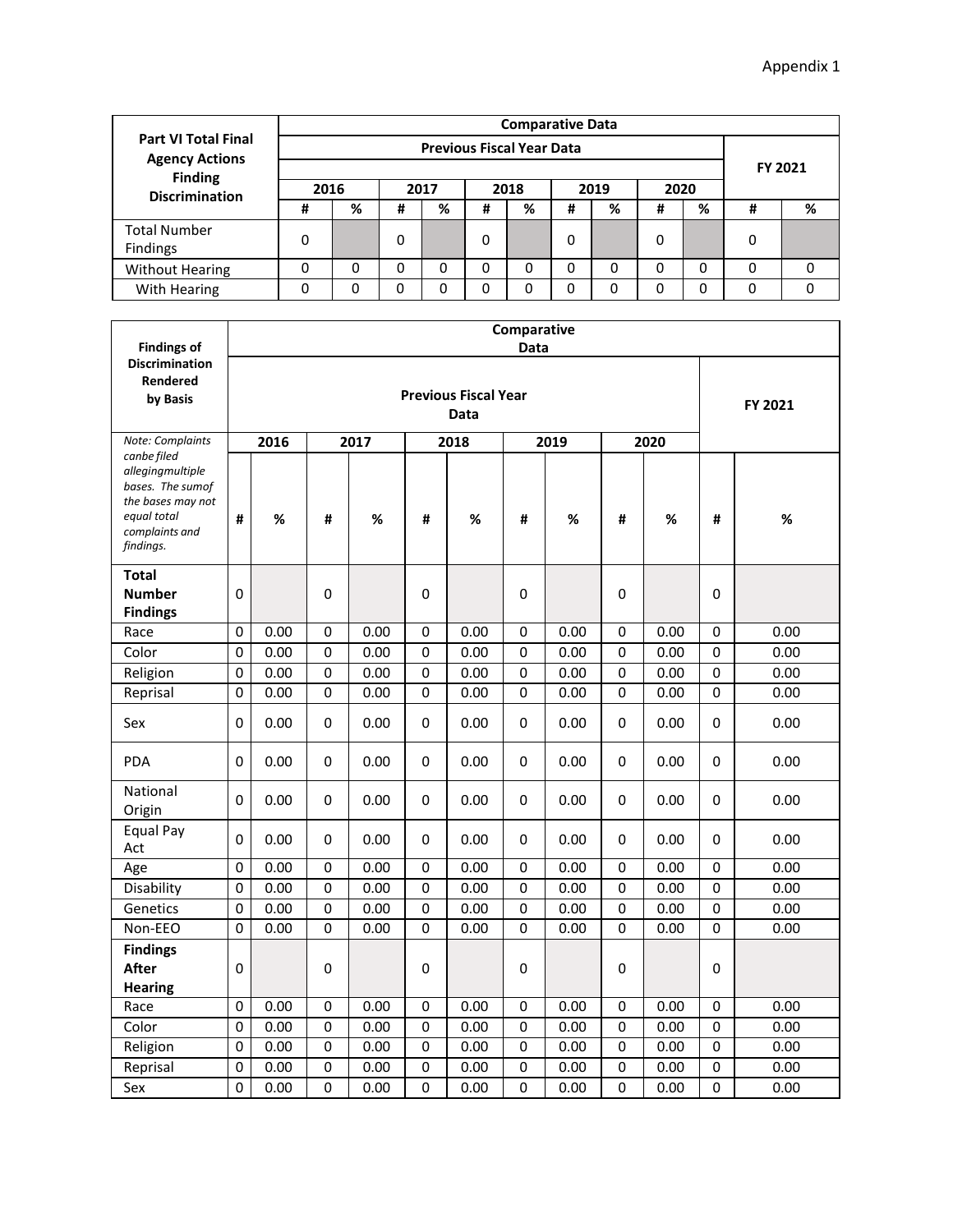Appendix 1

| Part VI Total Final Agency Actions Finding Discrimination | Comparative Data | | | | | | | | | | | |
|---|---|---|---|---|---|---|---|---|---|---|---|---|
| | Previous Fiscal Year Data | | | | | | | | | | FY 2021 | |
| | 2016 | | 2017 | | 2018 | | 2019 | | 2020 | | | |
| | # | % | # | % | # | % | # | % | # | % | # | % |
| Total Number Findings | 0 | | 0 | | 0 | | 0 | | 0 | | 0 | |
| Without Hearing | 0 | 0 | 0 | 0 | 0 | 0 | 0 | 0 | 0 | 0 | 0 | 0 |
| With Hearing | 0 | 0 | 0 | 0 | 0 | 0 | 0 | 0 | 0 | 0 | 0 | 0 |

| Findings of Discrimination Rendered by Basis | Comparative Data | | | | | | | | | | | |
|---|---|---|---|---|---|---|---|---|---|---|---|---|
| | Previous Fiscal Year Data | | | | | | | | | | FY 2021 | |
| *Note: Complaints canbe filed allegingmultiple bases. The sumof the bases may not equal total complaints and findings.* | 2016 | | 2017 | | 2018 | | 2019 | | 2020 | | | |
| | # | % | # | % | # | % | # | % | # | % | # | % |
| **Total Number Findings** | 0 | | 0 | | 0 | | 0 | | 0 | | 0 | |
| Race | 0 | 0.00 | 0 | 0.00 | 0 | 0.00 | 0 | 0.00 | 0 | 0.00 | 0 | 0.00 |
| Color | 0 | 0.00 | 0 | 0.00 | 0 | 0.00 | 0 | 0.00 | 0 | 0.00 | 0 | 0.00 |
| Religion | 0 | 0.00 | 0 | 0.00 | 0 | 0.00 | 0 | 0.00 | 0 | 0.00 | 0 | 0.00 |
| Reprisal | 0 | 0.00 | 0 | 0.00 | 0 | 0.00 | 0 | 0.00 | 0 | 0.00 | 0 | 0.00 |
| Sex | 0 | 0.00 | 0 | 0.00 | 0 | 0.00 | 0 | 0.00 | 0 | 0.00 | 0 | 0.00 |
| PDA | 0 | 0.00 | 0 | 0.00 | 0 | 0.00 | 0 | 0.00 | 0 | 0.00 | 0 | 0.00 |
| National Origin | 0 | 0.00 | 0 | 0.00 | 0 | 0.00 | 0 | 0.00 | 0 | 0.00 | 0 | 0.00 |
| Equal Pay Act | 0 | 0.00 | 0 | 0.00 | 0 | 0.00 | 0 | 0.00 | 0 | 0.00 | 0 | 0.00 |
| Age | 0 | 0.00 | 0 | 0.00 | 0 | 0.00 | 0 | 0.00 | 0 | 0.00 | 0 | 0.00 |
| Disability | 0 | 0.00 | 0 | 0.00 | 0 | 0.00 | 0 | 0.00 | 0 | 0.00 | 0 | 0.00 |
| Genetics | 0 | 0.00 | 0 | 0.00 | 0 | 0.00 | 0 | 0.00 | 0 | 0.00 | 0 | 0.00 |
| Non-EEO | 0 | 0.00 | 0 | 0.00 | 0 | 0.00 | 0 | 0.00 | 0 | 0.00 | 0 | 0.00 |
| **Findings After Hearing** | 0 | | 0 | | 0 | | 0 | | 0 | | 0 | |
| Race | 0 | 0.00 | 0 | 0.00 | 0 | 0.00 | 0 | 0.00 | 0 | 0.00 | 0 | 0.00 |
| Color | 0 | 0.00 | 0 | 0.00 | 0 | 0.00 | 0 | 0.00 | 0 | 0.00 | 0 | 0.00 |
| Religion | 0 | 0.00 | 0 | 0.00 | 0 | 0.00 | 0 | 0.00 | 0 | 0.00 | 0 | 0.00 |
| Reprisal | 0 | 0.00 | 0 | 0.00 | 0 | 0.00 | 0 | 0.00 | 0 | 0.00 | 0 | 0.00 |
| Sex | 0 | 0.00 | 0 | 0.00 | 0 | 0.00 | 0 | 0.00 | 0 | 0.00 | 0 | 0.00 |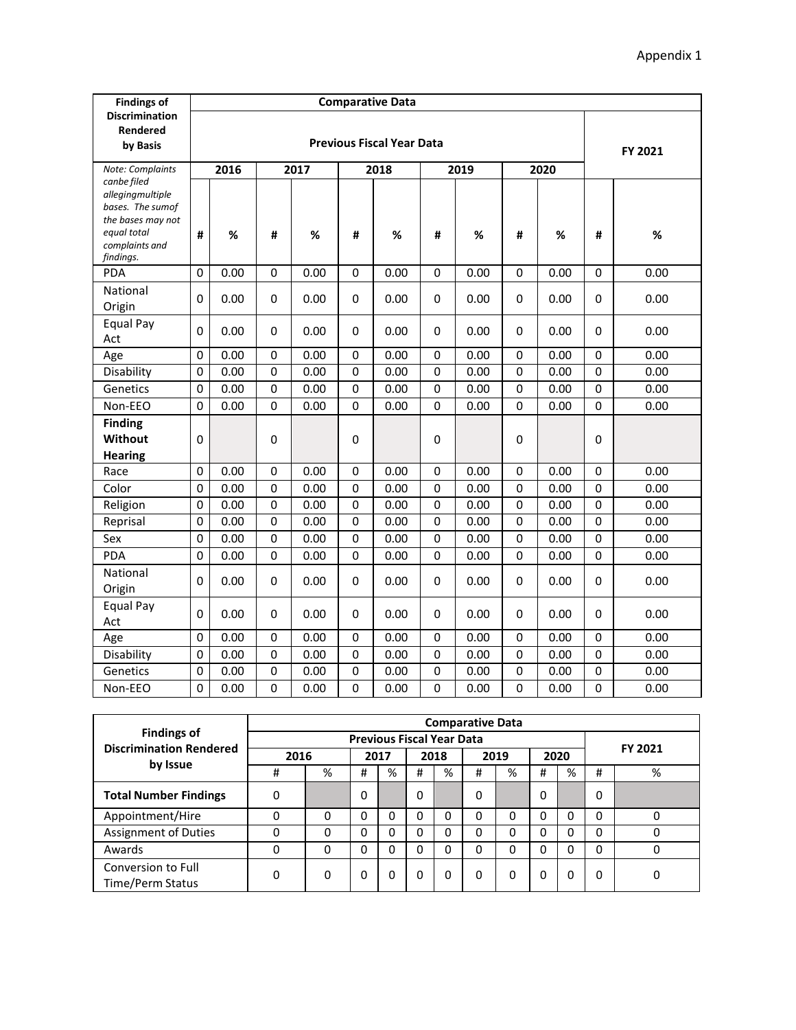Appendix 1

| Findings of Discrimination Rendered by Basis | Comparative Data | | | | | | | | | | | |
|---|---|---|---|---|---|---|---|---|---|---|---|---|
| | Previous Fiscal Year Data | | | | | | | | | | FY 2021 | |
| *Note: Complaints canbe filed allegingmultiple bases. The sumof the bases may not equal total complaints and findings.* | 2016 | | 2017 | | 2018 | | 2019 | | 2020 | | | |
| | # | % | # | % | # | % | # | % | # | % | # | % |
| PDA | 0 | 0.00 | 0 | 0.00 | 0 | 0.00 | 0 | 0.00 | 0 | 0.00 | 0 | 0.00 |
| National Origin | 0 | 0.00 | 0 | 0.00 | 0 | 0.00 | 0 | 0.00 | 0 | 0.00 | 0 | 0.00 |
| Equal Pay Act | 0 | 0.00 | 0 | 0.00 | 0 | 0.00 | 0 | 0.00 | 0 | 0.00 | 0 | 0.00 |
| Age | 0 | 0.00 | 0 | 0.00 | 0 | 0.00 | 0 | 0.00 | 0 | 0.00 | 0 | 0.00 |
| Disability | 0 | 0.00 | 0 | 0.00 | 0 | 0.00 | 0 | 0.00 | 0 | 0.00 | 0 | 0.00 |
| Genetics | 0 | 0.00 | 0 | 0.00 | 0 | 0.00 | 0 | 0.00 | 0 | 0.00 | 0 | 0.00 |
| Non-EEO | 0 | 0.00 | 0 | 0.00 | 0 | 0.00 | 0 | 0.00 | 0 | 0.00 | 0 | 0.00 |
| **Finding Without Hearing** | 0 | | 0 | | 0 | | 0 | | 0 | | 0 | |
| Race | 0 | 0.00 | 0 | 0.00 | 0 | 0.00 | 0 | 0.00 | 0 | 0.00 | 0 | 0.00 |
| Color | 0 | 0.00 | 0 | 0.00 | 0 | 0.00 | 0 | 0.00 | 0 | 0.00 | 0 | 0.00 |
| Religion | 0 | 0.00 | 0 | 0.00 | 0 | 0.00 | 0 | 0.00 | 0 | 0.00 | 0 | 0.00 |
| Reprisal | 0 | 0.00 | 0 | 0.00 | 0 | 0.00 | 0 | 0.00 | 0 | 0.00 | 0 | 0.00 |
| Sex | 0 | 0.00 | 0 | 0.00 | 0 | 0.00 | 0 | 0.00 | 0 | 0.00 | 0 | 0.00 |
| PDA | 0 | 0.00 | 0 | 0.00 | 0 | 0.00 | 0 | 0.00 | 0 | 0.00 | 0 | 0.00 |
| National Origin | 0 | 0.00 | 0 | 0.00 | 0 | 0.00 | 0 | 0.00 | 0 | 0.00 | 0 | 0.00 |
| Equal Pay Act | 0 | 0.00 | 0 | 0.00 | 0 | 0.00 | 0 | 0.00 | 0 | 0.00 | 0 | 0.00 |
| Age | 0 | 0.00 | 0 | 0.00 | 0 | 0.00 | 0 | 0.00 | 0 | 0.00 | 0 | 0.00 |
| Disability | 0 | 0.00 | 0 | 0.00 | 0 | 0.00 | 0 | 0.00 | 0 | 0.00 | 0 | 0.00 |
| Genetics | 0 | 0.00 | 0 | 0.00 | 0 | 0.00 | 0 | 0.00 | 0 | 0.00 | 0 | 0.00 |
| Non-EEO | 0 | 0.00 | 0 | 0.00 | 0 | 0.00 | 0 | 0.00 | 0 | 0.00 | 0 | 0.00 |

| Findings of Discrimination Rendered by Issue | Comparative Data | | | | | | | | | | | |
|---|---|---|---|---|---|---|---|---|---|---|---|---|
| | Previous Fiscal Year Data | | | | | | | | | | FY 2021 | |
| | 2016 | | 2017 | | 2018 | | 2019 | | 2020 | | | |
| | # | % | # | % | # | % | # | % | # | % | # | % |
| **Total Number Findings** | 0 | | 0 | | 0 | | 0 | | 0 | | 0 | |
| Appointment/Hire | 0 | 0 | 0 | 0 | 0 | 0 | 0 | 0 | 0 | 0 | 0 | 0 |
| Assignment of Duties | 0 | 0 | 0 | 0 | 0 | 0 | 0 | 0 | 0 | 0 | 0 | 0 |
| Awards | 0 | 0 | 0 | 0 | 0 | 0 | 0 | 0 | 0 | 0 | 0 | 0 |
| Conversion to Full Time/Perm Status | 0 | 0 | 0 | 0 | 0 | 0 | 0 | 0 | 0 | 0 | 0 | 0 |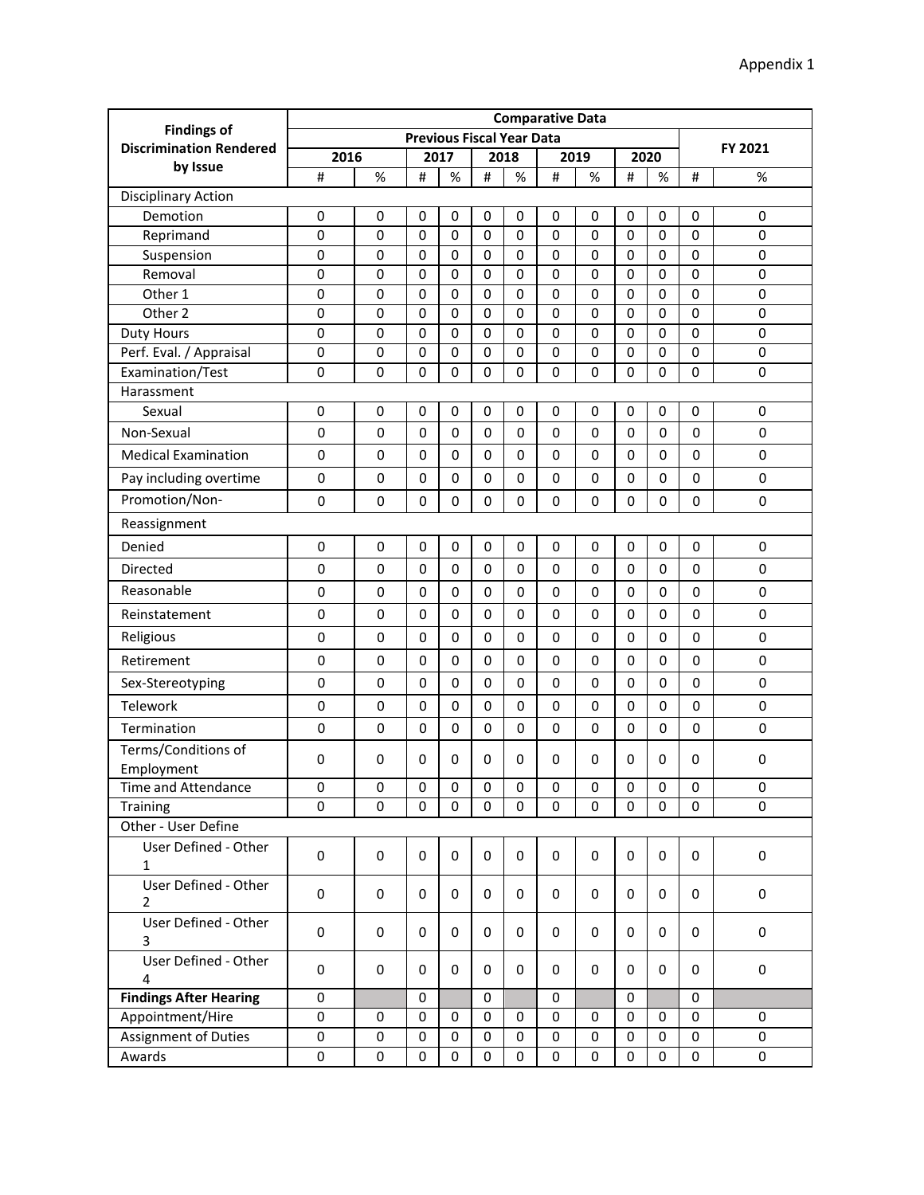Appendix 1

| Findings of Discrimination Rendered by Issue | Comparative Data | | | | | | | | | | | |
|---|---|---|---|---|---|---|---|---|---|---|---|---|
| | Previous Fiscal Year Data | | | | | | | | | | FY 2021 | |
| | 2016 | | 2017 | | 2018 | | 2019 | | 2020 | | | |
| | # | % | # | % | # | % | # | % | # | % | # | % |
| Disciplinary Action | | | | | | | | | | | | |
| Demotion | 0 | 0 | 0 | 0 | 0 | 0 | 0 | 0 | 0 | 0 | 0 | 0 |
| Reprimand | 0 | 0 | 0 | 0 | 0 | 0 | 0 | 0 | 0 | 0 | 0 | 0 |
| Suspension | 0 | 0 | 0 | 0 | 0 | 0 | 0 | 0 | 0 | 0 | 0 | 0 |
| Removal | 0 | 0 | 0 | 0 | 0 | 0 | 0 | 0 | 0 | 0 | 0 | 0 |
| Other 1 | 0 | 0 | 0 | 0 | 0 | 0 | 0 | 0 | 0 | 0 | 0 | 0 |
| Other 2 | 0 | 0 | 0 | 0 | 0 | 0 | 0 | 0 | 0 | 0 | 0 | 0 |
| Duty Hours | 0 | 0 | 0 | 0 | 0 | 0 | 0 | 0 | 0 | 0 | 0 | 0 |
| Perf. Eval. / Appraisal | 0 | 0 | 0 | 0 | 0 | 0 | 0 | 0 | 0 | 0 | 0 | 0 |
| Examination/Test | 0 | 0 | 0 | 0 | 0 | 0 | 0 | 0 | 0 | 0 | 0 | 0 |
| Harassment | | | | | | | | | | | | |
| Sexual | 0 | 0 | 0 | 0 | 0 | 0 | 0 | 0 | 0 | 0 | 0 | 0 |
| Non-Sexual | 0 | 0 | 0 | 0 | 0 | 0 | 0 | 0 | 0 | 0 | 0 | 0 |
| Medical Examination | 0 | 0 | 0 | 0 | 0 | 0 | 0 | 0 | 0 | 0 | 0 | 0 |
| Pay including overtime | 0 | 0 | 0 | 0 | 0 | 0 | 0 | 0 | 0 | 0 | 0 | 0 |
| Promotion/Non- | 0 | 0 | 0 | 0 | 0 | 0 | 0 | 0 | 0 | 0 | 0 | 0 |
| Reassignment | | | | | | | | | | | | |
| Denied | 0 | 0 | 0 | 0 | 0 | 0 | 0 | 0 | 0 | 0 | 0 | 0 |
| Directed | 0 | 0 | 0 | 0 | 0 | 0 | 0 | 0 | 0 | 0 | 0 | 0 |
| Reasonable | 0 | 0 | 0 | 0 | 0 | 0 | 0 | 0 | 0 | 0 | 0 | 0 |
| Reinstatement | 0 | 0 | 0 | 0 | 0 | 0 | 0 | 0 | 0 | 0 | 0 | 0 |
| Religious | 0 | 0 | 0 | 0 | 0 | 0 | 0 | 0 | 0 | 0 | 0 | 0 |
| Retirement | 0 | 0 | 0 | 0 | 0 | 0 | 0 | 0 | 0 | 0 | 0 | 0 |
| Sex-Stereotyping | 0 | 0 | 0 | 0 | 0 | 0 | 0 | 0 | 0 | 0 | 0 | 0 |
| Telework | 0 | 0 | 0 | 0 | 0 | 0 | 0 | 0 | 0 | 0 | 0 | 0 |
| Termination | 0 | 0 | 0 | 0 | 0 | 0 | 0 | 0 | 0 | 0 | 0 | 0 |
| Terms/Conditions of Employment | 0 | 0 | 0 | 0 | 0 | 0 | 0 | 0 | 0 | 0 | 0 | 0 |
| Time and Attendance | 0 | 0 | 0 | 0 | 0 | 0 | 0 | 0 | 0 | 0 | 0 | 0 |
| Training | 0 | 0 | 0 | 0 | 0 | 0 | 0 | 0 | 0 | 0 | 0 | 0 |
| Other - User Define | | | | | | | | | | | | |
| User Defined - Other 1 | 0 | 0 | 0 | 0 | 0 | 0 | 0 | 0 | 0 | 0 | 0 | 0 |
| User Defined - Other 2 | 0 | 0 | 0 | 0 | 0 | 0 | 0 | 0 | 0 | 0 | 0 | 0 |
| User Defined - Other 3 | 0 | 0 | 0 | 0 | 0 | 0 | 0 | 0 | 0 | 0 | 0 | 0 |
| User Defined - Other 4 | 0 | 0 | 0 | 0 | 0 | 0 | 0 | 0 | 0 | 0 | 0 | 0 |
| **Findings After Hearing** | 0 | | 0 | | 0 | | 0 | | 0 | | 0 | |
| Appointment/Hire | 0 | 0 | 0 | 0 | 0 | 0 | 0 | 0 | 0 | 0 | 0 | 0 |
| Assignment of Duties | 0 | 0 | 0 | 0 | 0 | 0 | 0 | 0 | 0 | 0 | 0 | 0 |
| Awards | 0 | 0 | 0 | 0 | 0 | 0 | 0 | 0 | 0 | 0 | 0 | 0 |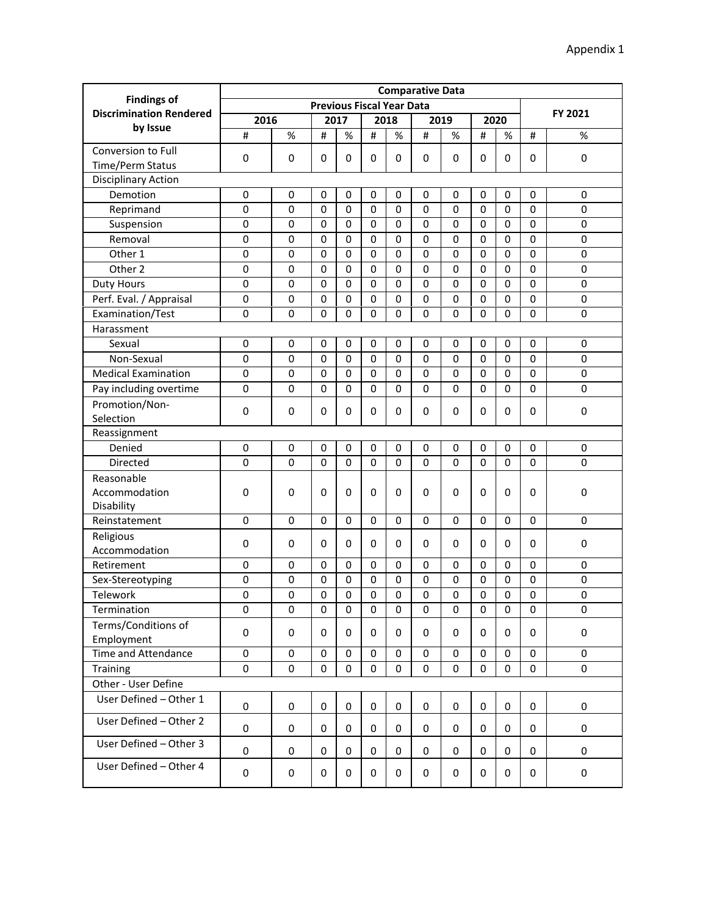Appendix 1

| Findings of Discrimination Rendered by Issue | Comparative Data | | | | | | | | | | | |
|---|---|---|---|---|---|---|---|---|---|---|---|---|
| | Previous Fiscal Year Data | | | | | | | | | | FY 2021 | |
| | 2016 | | 2017 | | 2018 | | 2019 | | 2020 | | | |
| | # | % | # | % | # | % | # | % | # | % | # | % |
| Conversion to Full Time/Perm Status | 0 | 0 | 0 | 0 | 0 | 0 | 0 | 0 | 0 | 0 | 0 | 0 |
| Disciplinary Action | | | | | | | | | | | | |
| Demotion | 0 | 0 | 0 | 0 | 0 | 0 | 0 | 0 | 0 | 0 | 0 | 0 |
| Reprimand | 0 | 0 | 0 | 0 | 0 | 0 | 0 | 0 | 0 | 0 | 0 | 0 |
| Suspension | 0 | 0 | 0 | 0 | 0 | 0 | 0 | 0 | 0 | 0 | 0 | 0 |
| Removal | 0 | 0 | 0 | 0 | 0 | 0 | 0 | 0 | 0 | 0 | 0 | 0 |
| Other 1 | 0 | 0 | 0 | 0 | 0 | 0 | 0 | 0 | 0 | 0 | 0 | 0 |
| Other 2 | 0 | 0 | 0 | 0 | 0 | 0 | 0 | 0 | 0 | 0 | 0 | 0 |
| Duty Hours | 0 | 0 | 0 | 0 | 0 | 0 | 0 | 0 | 0 | 0 | 0 | 0 |
| Perf. Eval. / Appraisal | 0 | 0 | 0 | 0 | 0 | 0 | 0 | 0 | 0 | 0 | 0 | 0 |
| Examination/Test | 0 | 0 | 0 | 0 | 0 | 0 | 0 | 0 | 0 | 0 | 0 | 0 |
| Harassment | | | | | | | | | | | | |
| Sexual | 0 | 0 | 0 | 0 | 0 | 0 | 0 | 0 | 0 | 0 | 0 | 0 |
| Non-Sexual | 0 | 0 | 0 | 0 | 0 | 0 | 0 | 0 | 0 | 0 | 0 | 0 |
| Medical Examination | 0 | 0 | 0 | 0 | 0 | 0 | 0 | 0 | 0 | 0 | 0 | 0 |
| Pay including overtime | 0 | 0 | 0 | 0 | 0 | 0 | 0 | 0 | 0 | 0 | 0 | 0 |
| Promotion/Non-Selection | 0 | 0 | 0 | 0 | 0 | 0 | 0 | 0 | 0 | 0 | 0 | 0 |
| Reassignment | | | | | | | | | | | | |
| Denied | 0 | 0 | 0 | 0 | 0 | 0 | 0 | 0 | 0 | 0 | 0 | 0 |
| Directed | 0 | 0 | 0 | 0 | 0 | 0 | 0 | 0 | 0 | 0 | 0 | 0 |
| Reasonable Accommodation Disability | 0 | 0 | 0 | 0 | 0 | 0 | 0 | 0 | 0 | 0 | 0 | 0 |
| Reinstatement | 0 | 0 | 0 | 0 | 0 | 0 | 0 | 0 | 0 | 0 | 0 | 0 |
| Religious Accommodation | 0 | 0 | 0 | 0 | 0 | 0 | 0 | 0 | 0 | 0 | 0 | 0 |
| Retirement | 0 | 0 | 0 | 0 | 0 | 0 | 0 | 0 | 0 | 0 | 0 | 0 |
| Sex-Stereotyping | 0 | 0 | 0 | 0 | 0 | 0 | 0 | 0 | 0 | 0 | 0 | 0 |
| Telework | 0 | 0 | 0 | 0 | 0 | 0 | 0 | 0 | 0 | 0 | 0 | 0 |
| Termination | 0 | 0 | 0 | 0 | 0 | 0 | 0 | 0 | 0 | 0 | 0 | 0 |
| Terms/Conditions of Employment | 0 | 0 | 0 | 0 | 0 | 0 | 0 | 0 | 0 | 0 | 0 | 0 |
| Time and Attendance | 0 | 0 | 0 | 0 | 0 | 0 | 0 | 0 | 0 | 0 | 0 | 0 |
| Training | 0 | 0 | 0 | 0 | 0 | 0 | 0 | 0 | 0 | 0 | 0 | 0 |
| Other - User Define | | | | | | | | | | | | |
| User Defined – Other 1 | 0 | 0 | 0 | 0 | 0 | 0 | 0 | 0 | 0 | 0 | 0 | 0 |
| User Defined – Other 2 | 0 | 0 | 0 | 0 | 0 | 0 | 0 | 0 | 0 | 0 | 0 | 0 |
| User Defined – Other 3 | 0 | 0 | 0 | 0 | 0 | 0 | 0 | 0 | 0 | 0 | 0 | 0 |
| User Defined – Other 4 | 0 | 0 | 0 | 0 | 0 | 0 | 0 | 0 | 0 | 0 | 0 | 0 |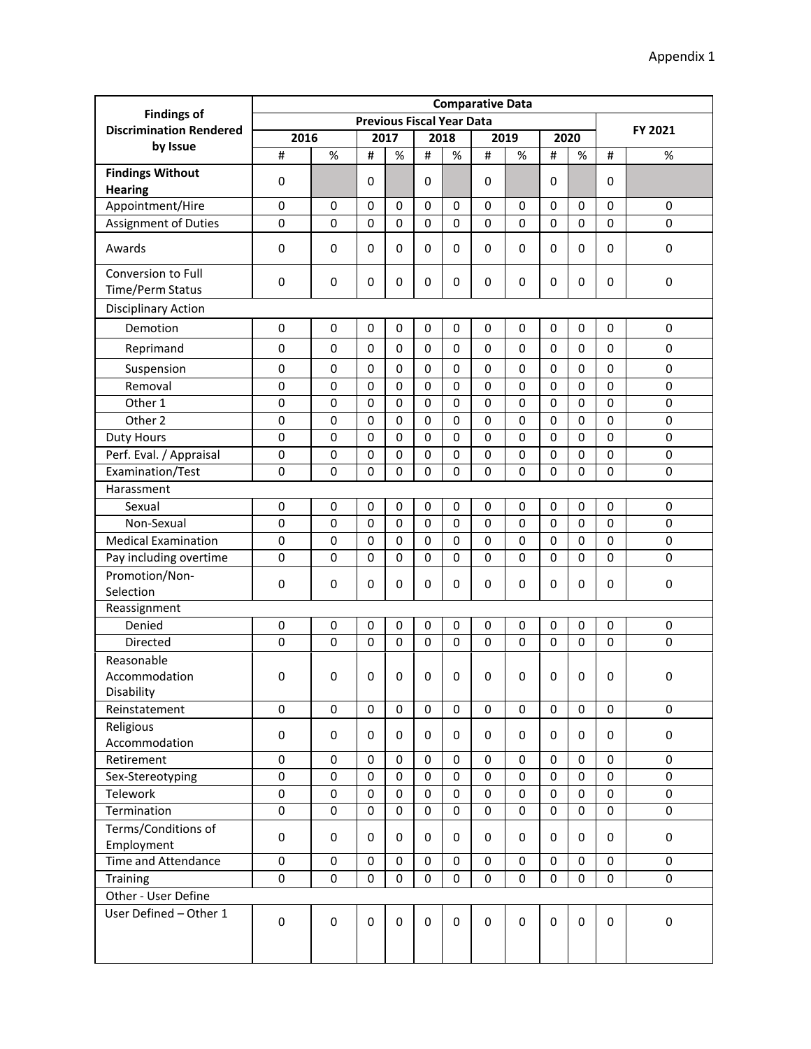Appendix 1

| Findings of Discrimination Rendered by Issue | Comparative Data | | | | | | | | | | | |
|---|---|---|---|---|---|---|---|---|---|---|---|---|
| | Previous Fiscal Year Data | | | | | | | | | | FY 2021 | |
| | 2016 | | 2017 | | 2018 | | 2019 | | 2020 | | | |
| | # | % | # | % | # | % | # | % | # | % | # | % |
| **Findings Without Hearing** | 0 | | 0 | | 0 | | 0 | | 0 | | 0 | |
| Appointment/Hire | 0 | 0 | 0 | 0 | 0 | 0 | 0 | 0 | 0 | 0 | 0 | 0 |
| Assignment of Duties | 0 | 0 | 0 | 0 | 0 | 0 | 0 | 0 | 0 | 0 | 0 | 0 |
| Awards | 0 | 0 | 0 | 0 | 0 | 0 | 0 | 0 | 0 | 0 | 0 | 0 |
| Conversion to Full Time/Perm Status | 0 | 0 | 0 | 0 | 0 | 0 | 0 | 0 | 0 | 0 | 0 | 0 |
| Disciplinary Action | | | | | | | | | | | | |
| Demotion | 0 | 0 | 0 | 0 | 0 | 0 | 0 | 0 | 0 | 0 | 0 | 0 |
| Reprimand | 0 | 0 | 0 | 0 | 0 | 0 | 0 | 0 | 0 | 0 | 0 | 0 |
| Suspension | 0 | 0 | 0 | 0 | 0 | 0 | 0 | 0 | 0 | 0 | 0 | 0 |
| Removal | 0 | 0 | 0 | 0 | 0 | 0 | 0 | 0 | 0 | 0 | 0 | 0 |
| Other 1 | 0 | 0 | 0 | 0 | 0 | 0 | 0 | 0 | 0 | 0 | 0 | 0 |
| Other 2 | 0 | 0 | 0 | 0 | 0 | 0 | 0 | 0 | 0 | 0 | 0 | 0 |
| Duty Hours | 0 | 0 | 0 | 0 | 0 | 0 | 0 | 0 | 0 | 0 | 0 | 0 |
| Perf. Eval. / Appraisal | 0 | 0 | 0 | 0 | 0 | 0 | 0 | 0 | 0 | 0 | 0 | 0 |
| Examination/Test | 0 | 0 | 0 | 0 | 0 | 0 | 0 | 0 | 0 | 0 | 0 | 0 |
| Harassment | | | | | | | | | | | | |
| Sexual | 0 | 0 | 0 | 0 | 0 | 0 | 0 | 0 | 0 | 0 | 0 | 0 |
| Non-Sexual | 0 | 0 | 0 | 0 | 0 | 0 | 0 | 0 | 0 | 0 | 0 | 0 |
| Medical Examination | 0 | 0 | 0 | 0 | 0 | 0 | 0 | 0 | 0 | 0 | 0 | 0 |
| Pay including overtime | 0 | 0 | 0 | 0 | 0 | 0 | 0 | 0 | 0 | 0 | 0 | 0 |
| Promotion/Non-Selection | 0 | 0 | 0 | 0 | 0 | 0 | 0 | 0 | 0 | 0 | 0 | 0 |
| Reassignment | | | | | | | | | | | | |
| Denied | 0 | 0 | 0 | 0 | 0 | 0 | 0 | 0 | 0 | 0 | 0 | 0 |
| Directed | 0 | 0 | 0 | 0 | 0 | 0 | 0 | 0 | 0 | 0 | 0 | 0 |
| Reasonable Accommodation Disability | 0 | 0 | 0 | 0 | 0 | 0 | 0 | 0 | 0 | 0 | 0 | 0 |
| Reinstatement | 0 | 0 | 0 | 0 | 0 | 0 | 0 | 0 | 0 | 0 | 0 | 0 |
| Religious Accommodation | 0 | 0 | 0 | 0 | 0 | 0 | 0 | 0 | 0 | 0 | 0 | 0 |
| Retirement | 0 | 0 | 0 | 0 | 0 | 0 | 0 | 0 | 0 | 0 | 0 | 0 |
| Sex-Stereotyping | 0 | 0 | 0 | 0 | 0 | 0 | 0 | 0 | 0 | 0 | 0 | 0 |
| Telework | 0 | 0 | 0 | 0 | 0 | 0 | 0 | 0 | 0 | 0 | 0 | 0 |
| Termination | 0 | 0 | 0 | 0 | 0 | 0 | 0 | 0 | 0 | 0 | 0 | 0 |
| Terms/Conditions of Employment | 0 | 0 | 0 | 0 | 0 | 0 | 0 | 0 | 0 | 0 | 0 | 0 |
| Time and Attendance | 0 | 0 | 0 | 0 | 0 | 0 | 0 | 0 | 0 | 0 | 0 | 0 |
| Training | 0 | 0 | 0 | 0 | 0 | 0 | 0 | 0 | 0 | 0 | 0 | 0 |
| Other - User Define | | | | | | | | | | | | |
| User Defined – Other 1 | 0 | 0 | 0 | 0 | 0 | 0 | 0 | 0 | 0 | 0 | 0 | 0 |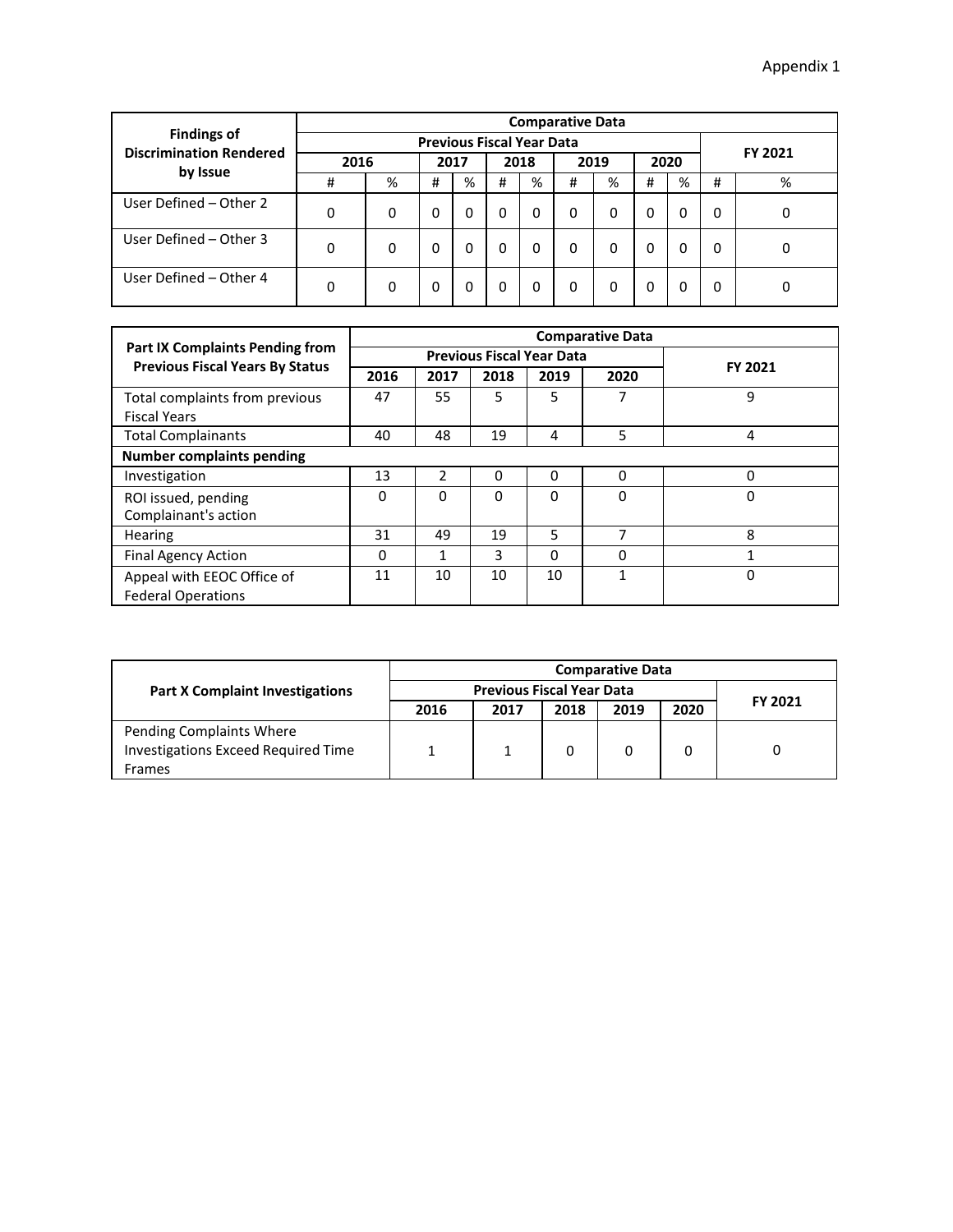Appendix 1

| Findings of Discrimination Rendered by Issue | Comparative Data | | | | | | | | | | | |
|---|---|---|---|---|---|---|---|---|---|---|---|---|
| | Previous Fiscal Year Data | | | | | | | | | | FY 2021 | |
| | 2016 | | 2017 | | 2018 | | 2019 | | 2020 | | | |
| | # | % | # | % | # | % | # | % | # | % | # | % |
| User Defined – Other 2 | 0 | 0 | 0 | 0 | 0 | 0 | 0 | 0 | 0 | 0 | 0 | 0 |
| User Defined – Other 3 | 0 | 0 | 0 | 0 | 0 | 0 | 0 | 0 | 0 | 0 | 0 | 0 |
| User Defined – Other 4 | 0 | 0 | 0 | 0 | 0 | 0 | 0 | 0 | 0 | 0 | 0 | 0 |

| Part IX Complaints Pending from Previous Fiscal Years By Status | Comparative Data | | | | | |
|---|---|---|---|---|---|---|
| | Previous Fiscal Year Data | | | | | FY 2021 |
| | 2016 | 2017 | 2018 | 2019 | 2020 | |
| Total complaints from previous Fiscal Years | 47 | 55 | 5 | 5 | 7 | 9 |
| Total Complainants | 40 | 48 | 19 | 4 | 5 | 4 |
| **Number complaints pending** | | | | | | |
| Investigation | 13 | 2 | 0 | 0 | 0 | 0 |
| ROI issued, pending Complainant's action | 0 | 0 | 0 | 0 | 0 | 0 |
| Hearing | 31 | 49 | 19 | 5 | 7 | 8 |
| Final Agency Action | 0 | 1 | 3 | 0 | 0 | 1 |
| Appeal with EEOC Office of Federal Operations | 11 | 10 | 10 | 10 | 1 | 0 |

| Part X Complaint Investigations | Comparative Data | | | | | |
|---|---|---|---|---|---|---|
| | Previous Fiscal Year Data | | | | | FY 2021 |
| | 2016 | 2017 | 2018 | 2019 | 2020 | |
| Pending Complaints Where Investigations Exceed Required Time Frames | 1 | 1 | 0 | 0 | 0 | 0 |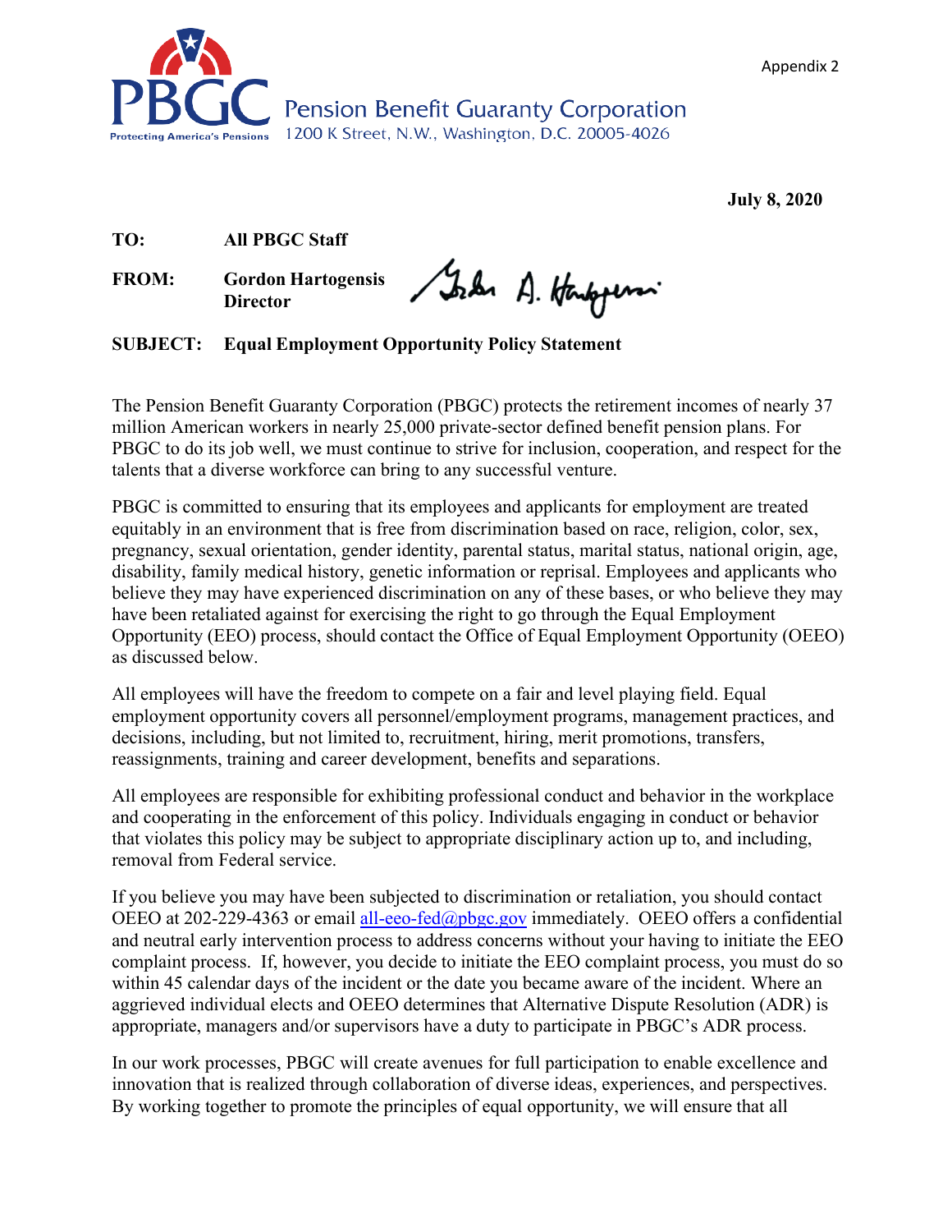Appendix 2

**Pension Benefit Guaranty Corporation**
1200 K Street, N.W., Washington, D.C. 20005-4026

**July 8, 2020**

**TO:** **All PBGC Staff**

**FROM:** **Gordon Hartogensis**
**Director**

**SUBJECT:** **Equal Employment Opportunity Policy Statement**

The Pension Benefit Guaranty Corporation (PBGC) protects the retirement incomes of nearly 37 million American workers in nearly 25,000 private-sector defined benefit pension plans. For PBGC to do its job well, we must continue to strive for inclusion, cooperation, and respect for the talents that a diverse workforce can bring to any successful venture.

PBGC is committed to ensuring that its employees and applicants for employment are treated equitably in an environment that is free from discrimination based on race, religion, color, sex, pregnancy, sexual orientation, gender identity, parental status, marital status, national origin, age, disability, family medical history, genetic information or reprisal. Employees and applicants who believe they may have experienced discrimination on any of these bases, or who believe they may have been retaliated against for exercising the right to go through the Equal Employment Opportunity (EEO) process, should contact the Office of Equal Employment Opportunity (OEEO) as discussed below.

All employees will have the freedom to compete on a fair and level playing field. Equal employment opportunity covers all personnel/employment programs, management practices, and decisions, including, but not limited to, recruitment, hiring, merit promotions, transfers, reassignments, training and career development, benefits and separations.

All employees are responsible for exhibiting professional conduct and behavior in the workplace and cooperating in the enforcement of this policy. Individuals engaging in conduct or behavior that violates this policy may be subject to appropriate disciplinary action up to, and including, removal from Federal service.

If you believe you may have been subjected to discrimination or retaliation, you should contact OEEO at 202-229-4363 or email all-eeo-fed@pbgc.gov immediately. OEEO offers a confidential and neutral early intervention process to address concerns without your having to initiate the EEO complaint process. If, however, you decide to initiate the EEO complaint process, you must do so within 45 calendar days of the incident or the date you became aware of the incident. Where an aggrieved individual elects and OEEO determines that Alternative Dispute Resolution (ADR) is appropriate, managers and/or supervisors have a duty to participate in PBGC's ADR process.

In our work processes, PBGC will create avenues for full participation to enable excellence and innovation that is realized through collaboration of diverse ideas, experiences, and perspectives. By working together to promote the principles of equal opportunity, we will ensure that all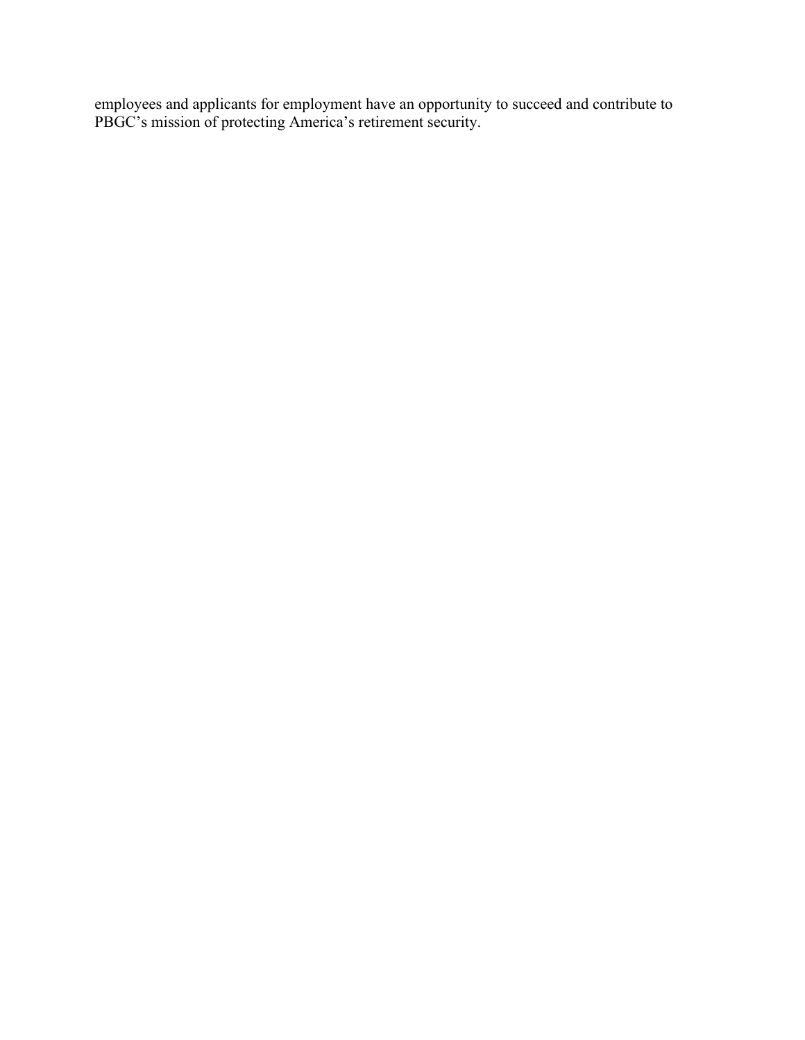employees and applicants for employment have an opportunity to succeed and contribute to PBGC's mission of protecting America's retirement security.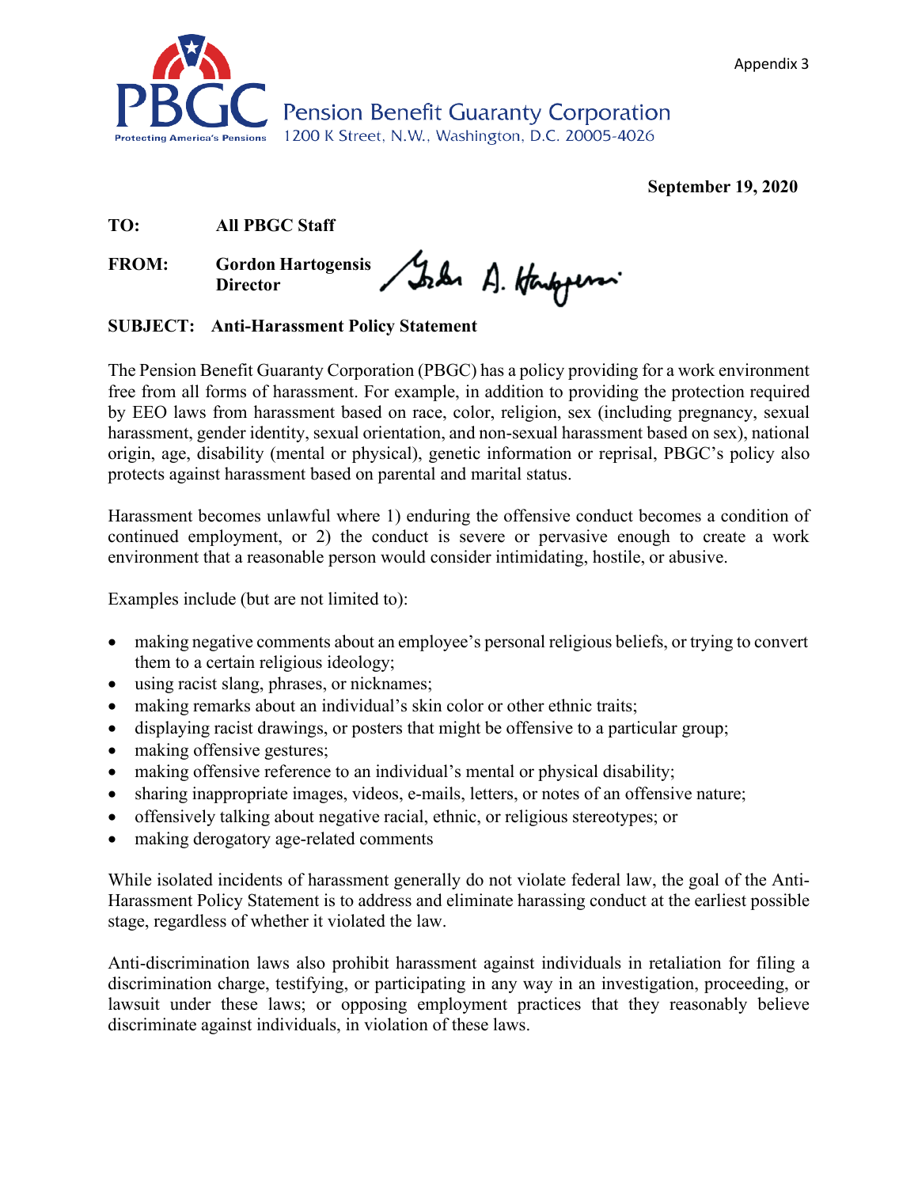Appendix 3

**PBGC** Pension Benefit Guaranty Corporation
Protecting America's Pensions
1200 K Street, N.W., Washington, D.C. 20005-4026

**September 19, 2020**

**TO:** **All PBGC Staff**

**FROM:** **Gordon Hartogensis**
**Director**

**SUBJECT: Anti-Harassment Policy Statement**

The Pension Benefit Guaranty Corporation (PBGC) has a policy providing for a work environment free from all forms of harassment. For example, in addition to providing the protection required by EEO laws from harassment based on race, color, religion, sex (including pregnancy, sexual harassment, gender identity, sexual orientation, and non-sexual harassment based on sex), national origin, age, disability (mental or physical), genetic information or reprisal, PBGC's policy also protects against harassment based on parental and marital status.

Harassment becomes unlawful where 1) enduring the offensive conduct becomes a condition of continued employment, or 2) the conduct is severe or pervasive enough to create a work environment that a reasonable person would consider intimidating, hostile, or abusive.

Examples include (but are not limited to):

- making negative comments about an employee's personal religious beliefs, or trying to convert them to a certain religious ideology;
- using racist slang, phrases, or nicknames;
- making remarks about an individual's skin color or other ethnic traits;
- displaying racist drawings, or posters that might be offensive to a particular group;
- making offensive gestures;
- making offensive reference to an individual's mental or physical disability;
- sharing inappropriate images, videos, e-mails, letters, or notes of an offensive nature;
- offensively talking about negative racial, ethnic, or religious stereotypes; or
- making derogatory age-related comments

While isolated incidents of harassment generally do not violate federal law, the goal of the Anti-Harassment Policy Statement is to address and eliminate harassing conduct at the earliest possible stage, regardless of whether it violated the law.

Anti-discrimination laws also prohibit harassment against individuals in retaliation for filing a discrimination charge, testifying, or participating in any way in an investigation, proceeding, or lawsuit under these laws; or opposing employment practices that they reasonably believe discriminate against individuals, in violation of these laws.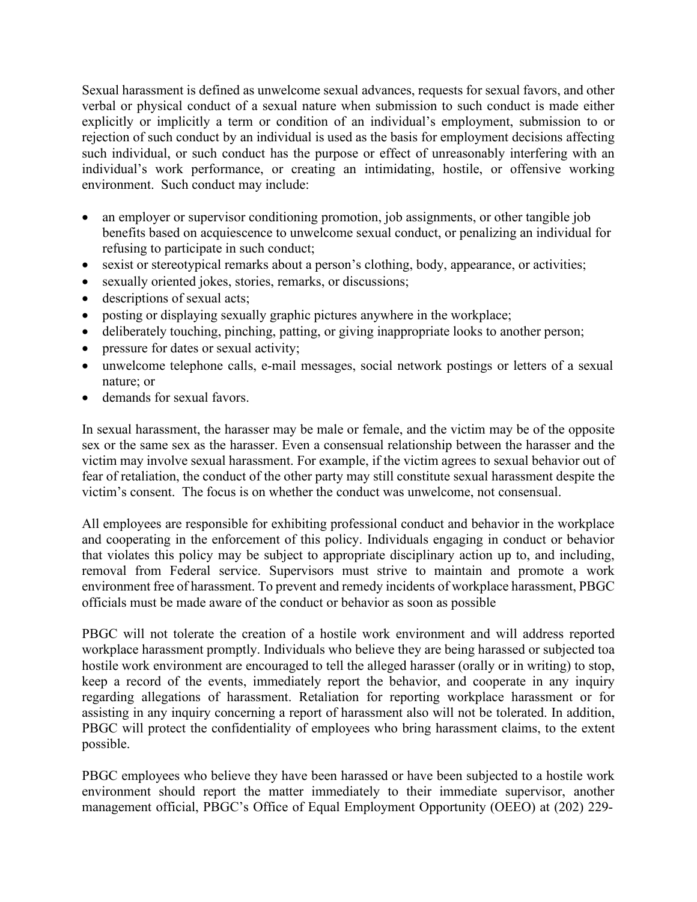Sexual harassment is defined as unwelcome sexual advances, requests for sexual favors, and other verbal or physical conduct of a sexual nature when submission to such conduct is made either explicitly or implicitly a term or condition of an individual's employment, submission to or rejection of such conduct by an individual is used as the basis for employment decisions affecting such individual, or such conduct has the purpose or effect of unreasonably interfering with an individual's work performance, or creating an intimidating, hostile, or offensive working environment. Such conduct may include:

- an employer or supervisor conditioning promotion, job assignments, or other tangible job benefits based on acquiescence to unwelcome sexual conduct, or penalizing an individual for refusing to participate in such conduct;
- sexist or stereotypical remarks about a person's clothing, body, appearance, or activities;
- sexually oriented jokes, stories, remarks, or discussions;
- descriptions of sexual acts;
- posting or displaying sexually graphic pictures anywhere in the workplace;
- deliberately touching, pinching, patting, or giving inappropriate looks to another person;
- pressure for dates or sexual activity;
- unwelcome telephone calls, e-mail messages, social network postings or letters of a sexual nature; or
- demands for sexual favors.

In sexual harassment, the harasser may be male or female, and the victim may be of the opposite sex or the same sex as the harasser. Even a consensual relationship between the harasser and the victim may involve sexual harassment. For example, if the victim agrees to sexual behavior out of fear of retaliation, the conduct of the other party may still constitute sexual harassment despite the victim's consent. The focus is on whether the conduct was unwelcome, not consensual.

All employees are responsible for exhibiting professional conduct and behavior in the workplace and cooperating in the enforcement of this policy. Individuals engaging in conduct or behavior that violates this policy may be subject to appropriate disciplinary action up to, and including, removal from Federal service. Supervisors must strive to maintain and promote a work environment free of harassment. To prevent and remedy incidents of workplace harassment, PBGC officials must be made aware of the conduct or behavior as soon as possible

PBGC will not tolerate the creation of a hostile work environment and will address reported workplace harassment promptly. Individuals who believe they are being harassed or subjected toa hostile work environment are encouraged to tell the alleged harasser (orally or in writing) to stop, keep a record of the events, immediately report the behavior, and cooperate in any inquiry regarding allegations of harassment. Retaliation for reporting workplace harassment or for assisting in any inquiry concerning a report of harassment also will not be tolerated. In addition, PBGC will protect the confidentiality of employees who bring harassment claims, to the extent possible.

PBGC employees who believe they have been harassed or have been subjected to a hostile work environment should report the matter immediately to their immediate supervisor, another management official, PBGC's Office of Equal Employment Opportunity (OEEO) at (202) 229-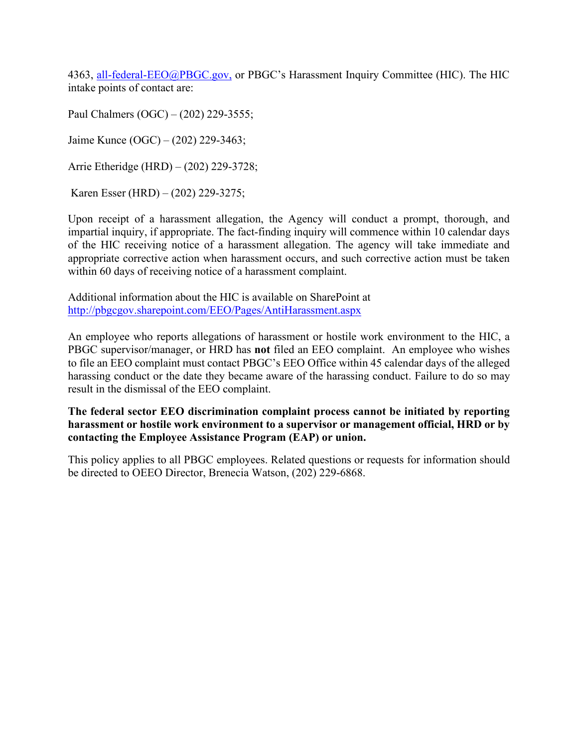4363, all-federal-EEO@PBGC.gov, or PBGC's Harassment Inquiry Committee (HIC). The HIC intake points of contact are:

Paul Chalmers (OGC) – (202) 229-3555;

Jaime Kunce (OGC) – (202) 229-3463;

Arrie Etheridge (HRD) – (202) 229-3728;

Karen Esser (HRD) – (202) 229-3275;

Upon receipt of a harassment allegation, the Agency will conduct a prompt, thorough, and impartial inquiry, if appropriate. The fact-finding inquiry will commence within 10 calendar days of the HIC receiving notice of a harassment allegation. The agency will take immediate and appropriate corrective action when harassment occurs, and such corrective action must be taken within 60 days of receiving notice of a harassment complaint.

Additional information about the HIC is available on SharePoint at http://pbgcgov.sharepoint.com/EEO/Pages/AntiHarassment.aspx

An employee who reports allegations of harassment or hostile work environment to the HIC, a PBGC supervisor/manager, or HRD has **not** filed an EEO complaint. An employee who wishes to file an EEO complaint must contact PBGC's EEO Office within 45 calendar days of the alleged harassing conduct or the date they became aware of the harassing conduct. Failure to do so may result in the dismissal of the EEO complaint.

**The federal sector EEO discrimination complaint process cannot be initiated by reporting harassment or hostile work environment to a supervisor or management official, HRD or by contacting the Employee Assistance Program (EAP) or union.**

This policy applies to all PBGC employees. Related questions or requests for information should be directed to OEEO Director, Brenecia Watson, (202) 229-6868.